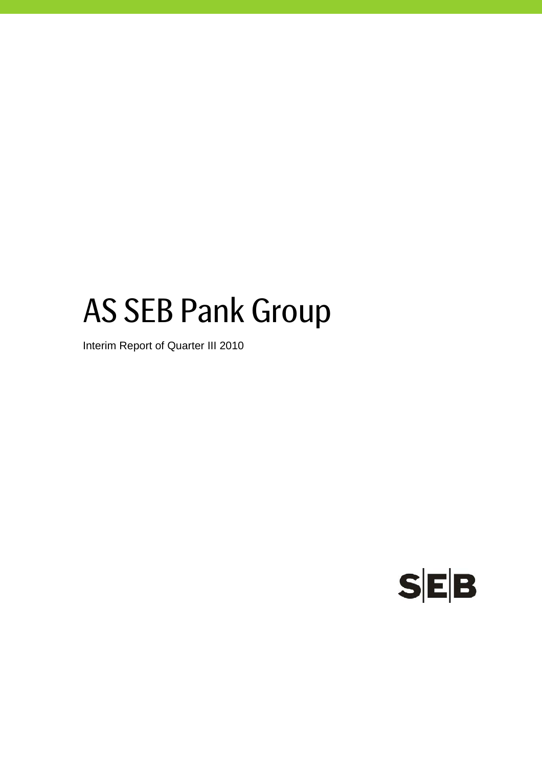# AS SEB Pank Group

Interim Report of Quarter III 2010

SEB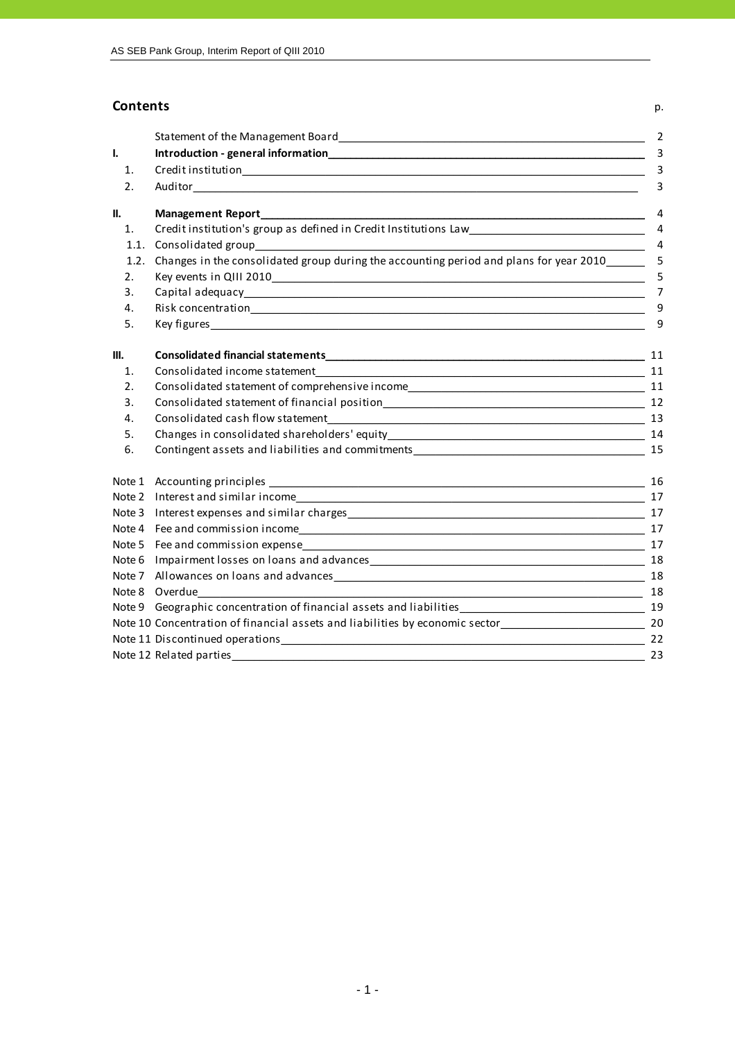## Contents

| | | p. |
|---|---|---|
| | Statement of the Management Board | 2 |
| **I.** | **Introduction - general information** | 3 |
| 1. | Credit institution | 3 |
| 2. | Auditor | 3 |
| **II.** | **Management Report** | 4 |
| 1. | Credit institution's group as defined in Credit Institutions Law | 4 |
| 1.1. | Consolidated group | 4 |
| 1.2. | Changes in the consolidated group during the accounting period and plans for year 2010 | 5 |
| 2. | Key events in QIII 2010 | 5 |
| 3. | Capital adequacy | 7 |
| 4. | Risk concentration | 9 |
| 5. | Key figures | 9 |
| **III.** | **Consolidated financial statements** | 11 |
| 1. | Consolidated income statement | 11 |
| 2. | Consolidated statement of comprehensive income | 11 |
| 3. | Consolidated statement of financial position | 12 |
| 4. | Consolidated cash flow statement | 13 |
| 5. | Changes in consolidated shareholders' equity | 14 |
| 6. | Contingent assets and liabilities and commitments | 15 |
| Note 1 | Accounting principles | 16 |
| Note 2 | Interest and similar income | 17 |
| Note 3 | Interest expenses and similar charges | 17 |
| Note 4 | Fee and commission income | 17 |
| Note 5 | Fee and commission expense | 17 |
| Note 6 | Impairment losses on loans and advances | 18 |
| Note 7 | Allowances on loans and advances | 18 |
| Note 8 | Overdue | 18 |
| Note 9 | Geographic concentration of financial assets and liabilities | 19 |
| Note 10 | Concentration of financial assets and liabilities by economic sector | 20 |
| Note 11 | Discontinued operations | 22 |
| Note 12 | Related parties | 23 |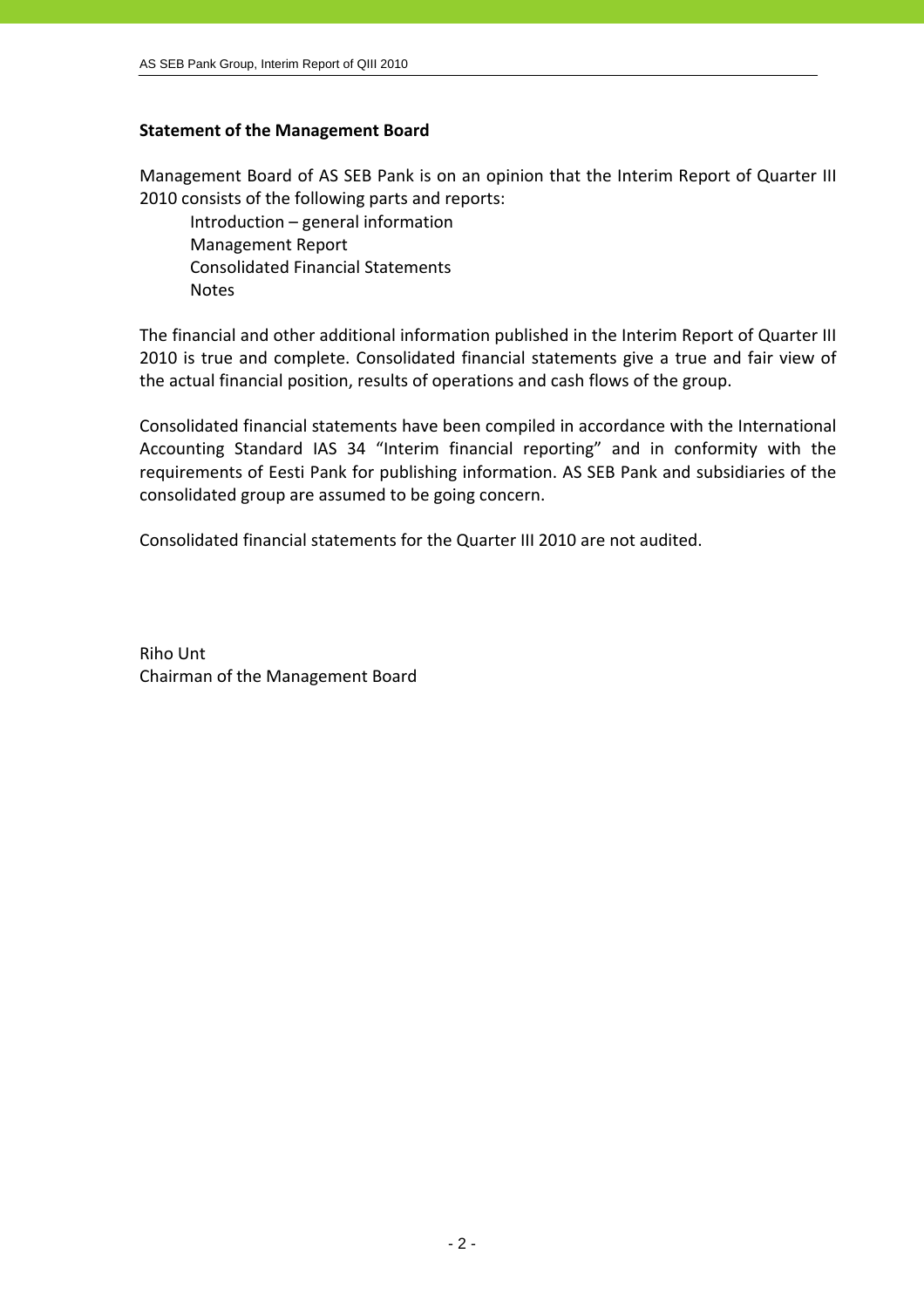## Statement of the Management Board

Management Board of AS SEB Pank is on an opinion that the Interim Report of Quarter III 2010 consists of the following parts and reports:

- Introduction – general information
- Management Report
- Consolidated Financial Statements
- Notes

The financial and other additional information published in the Interim Report of Quarter III 2010 is true and complete. Consolidated financial statements give a true and fair view of the actual financial position, results of operations and cash flows of the group.

Consolidated financial statements have been compiled in accordance with the International Accounting Standard IAS 34 "Interim financial reporting" and in conformity with the requirements of Eesti Pank for publishing information. AS SEB Pank and subsidiaries of the consolidated group are assumed to be going concern.

Consolidated financial statements for the Quarter III 2010 are not audited.

Riho Unt
Chairman of the Management Board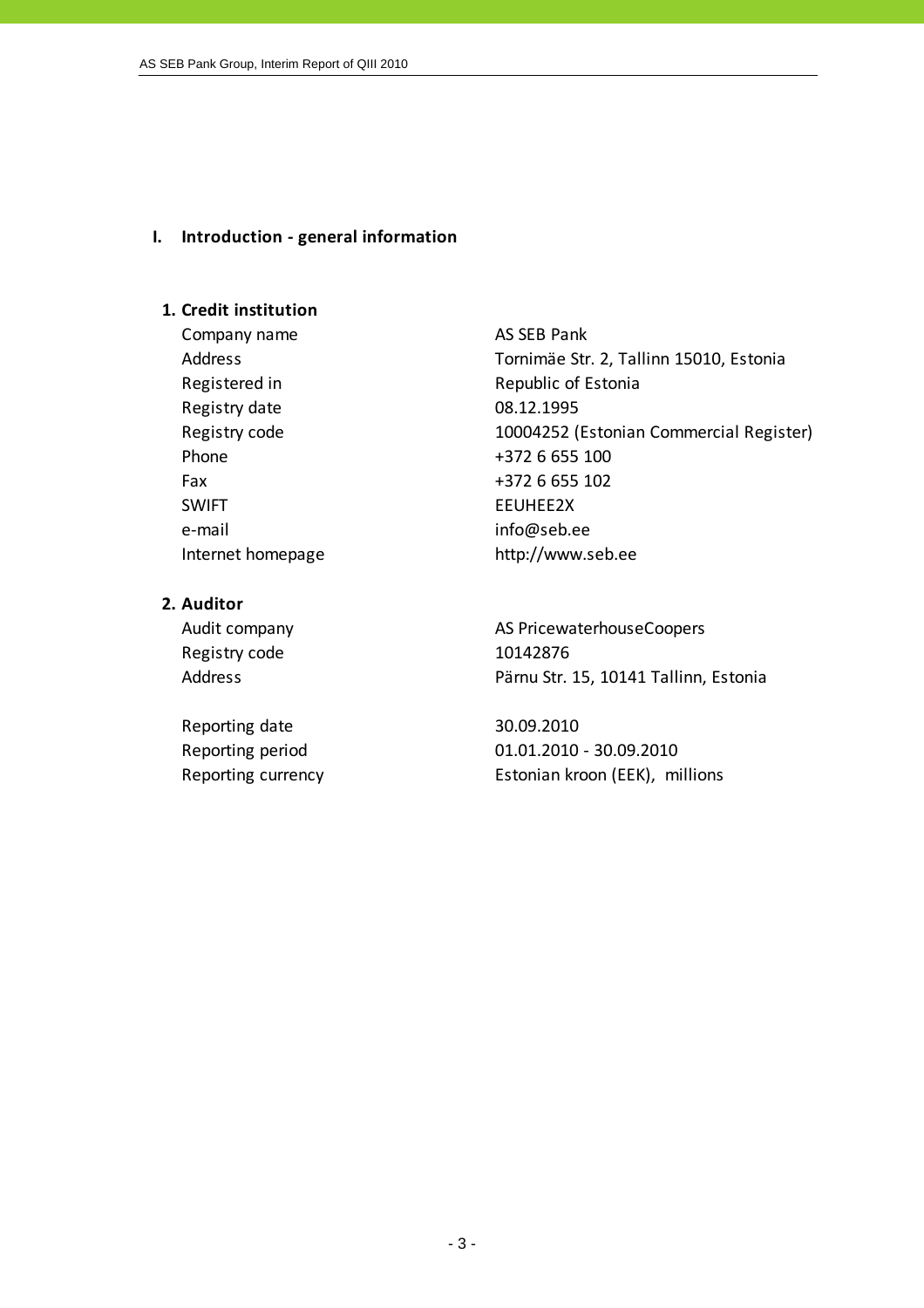# I. Introduction - general information

## 1. Credit institution

| | |
|---|---|
| Company name | AS SEB Pank |
| Address | Tornimäe Str. 2, Tallinn 15010, Estonia |
| Registered in | Republic of Estonia |
| Registry date | 08.12.1995 |
| Registry code | 10004252 (Estonian Commercial Register) |
| Phone | +372 6 655 100 |
| Fax | +372 6 655 102 |
| SWIFT | EEUHEE2X |
| e-mail | info@seb.ee |
| Internet homepage | http://www.seb.ee |

## 2. Auditor

| | |
|---|---|
| Audit company | AS PricewaterhouseCoopers |
| Registry code | 10142876 |
| Address | Pärnu Str. 15, 10141 Tallinn, Estonia |

| | |
|---|---|
| Reporting date | 30.09.2010 |
| Reporting period | 01.01.2010 - 30.09.2010 |
| Reporting currency | Estonian kroon (EEK), millions |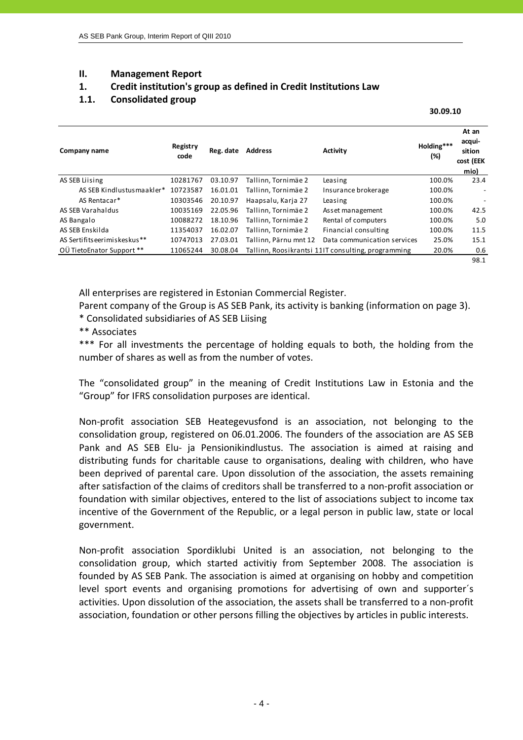## II. Management Report

### 1. Credit institution's group as defined in Credit Institutions Law

### 1.1. Consolidated group

**30.09.10**

| Company name | Registry code | Reg. date | Address | Activity | Holding*** (%) | At an acqui-sition cost (EEK mio) |
|---|---|---|---|---|---|---|
| AS SEB Liising | 10281767 | 03.10.97 | Tallinn, Tornimäe 2 | Leasing | 100.0% | 23.4 |
| AS SEB Kindlustusmaakler* | 10723587 | 16.01.01 | Tallinn, Tornimäe 2 | Insurance brokerage | 100.0% | - |
| AS Rentacar* | 10303546 | 20.10.97 | Haapsalu, Karja 27 | Leasing | 100.0% | - |
| AS SEB Varahaldus | 10035169 | 22.05.96 | Tallinn, Tornimäe 2 | Asset management | 100.0% | 42.5 |
| AS Bangalo | 10088272 | 18.10.96 | Tallinn, Tornimäe 2 | Rental of computers | 100.0% | 5.0 |
| AS SEB Enskilda | 11354037 | 16.02.07 | Tallinn, Tornimäe 2 | Financial consulting | 100.0% | 11.5 |
| AS Sertifitseerimiskeskus** | 10747013 | 27.03.01 | Tallinn, Pärnu mnt 12 | Data communication services | 25.0% | 15.1 |
| OÜ TietoEnator Support ** | 11065244 | 30.08.04 | Tallinn, Roosikrantsi 11 | IT consulting, programming | 20.0% | 0.6 |
| | | | | | | 98.1 |

All enterprises are registered in Estonian Commercial Register.

Parent company of the Group is AS SEB Pank, its activity is banking (information on page 3).

\* Consolidated subsidiaries of AS SEB Liising

\** Associates

\*** For all investments the percentage of holding equals to both, the holding from the number of shares as well as from the number of votes.

The "consolidated group" in the meaning of Credit Institutions Law in Estonia and the "Group" for IFRS consolidation purposes are identical.

Non-profit association SEB Heategevusfond is an association, not belonging to the consolidation group, registered on 06.01.2006. The founders of the association are AS SEB Pank and AS SEB Elu- ja Pensionikindlustus. The association is aimed at raising and distributing funds for charitable cause to organisations, dealing with children, who have been deprived of parental care. Upon dissolution of the association, the assets remaining after satisfaction of the claims of creditors shall be transferred to a non-profit association or foundation with similar objectives, entered to the list of associations subject to income tax incentive of the Government of the Republic, or a legal person in public law, state or local government.

Non-profit association Spordiklubi United is an association, not belonging to the consolidation group, which started activitiy from September 2008. The association is founded by AS SEB Pank. The association is aimed at organising on hobby and competition level sport events and organising promotions for advertising of own and supporter´s activities. Upon dissolution of the association, the assets shall be transferred to a non-profit association, foundation or other persons filling the objectives by articles in public interests.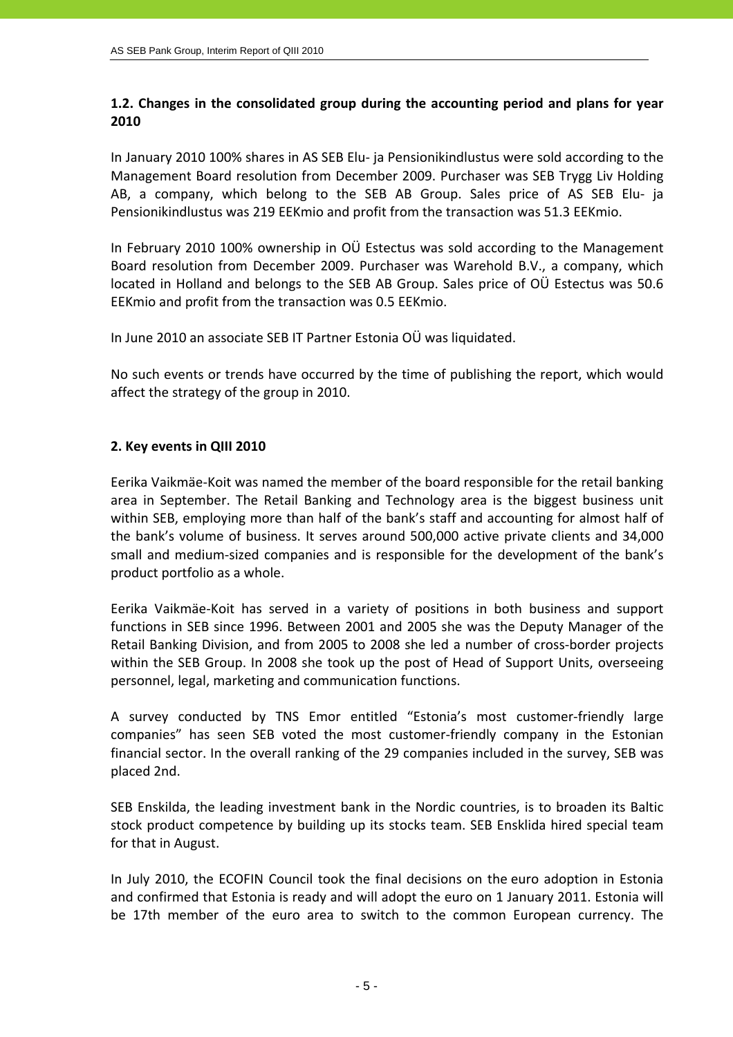## 1.2. Changes in the consolidated group during the accounting period and plans for year 2010

In January 2010 100% shares in AS SEB Elu- ja Pensionikindlustus were sold according to the Management Board resolution from December 2009. Purchaser was SEB Trygg Liv Holding AB, a company, which belong to the SEB AB Group. Sales price of AS SEB Elu- ja Pensionikindlustus was 219 EEKmio and profit from the transaction was 51.3 EEKmio.

In February 2010 100% ownership in OÜ Estectus was sold according to the Management Board resolution from December 2009. Purchaser was Warehold B.V., a company, which located in Holland and belongs to the SEB AB Group. Sales price of OÜ Estectus was 50.6 EEKmio and profit from the transaction was 0.5 EEKmio.

In June 2010 an associate SEB IT Partner Estonia OÜ was liquidated.

No such events or trends have occurred by the time of publishing the report, which would affect the strategy of the group in 2010.

## 2. Key events in QIII 2010

Eerika Vaikmäe-Koit was named the member of the board responsible for the retail banking area in September. The Retail Banking and Technology area is the biggest business unit within SEB, employing more than half of the bank's staff and accounting for almost half of the bank's volume of business. It serves around 500,000 active private clients and 34,000 small and medium-sized companies and is responsible for the development of the bank's product portfolio as a whole.

Eerika Vaikmäe-Koit has served in a variety of positions in both business and support functions in SEB since 1996. Between 2001 and 2005 she was the Deputy Manager of the Retail Banking Division, and from 2005 to 2008 she led a number of cross-border projects within the SEB Group. In 2008 she took up the post of Head of Support Units, overseeing personnel, legal, marketing and communication functions.

A survey conducted by TNS Emor entitled "Estonia's most customer-friendly large companies" has seen SEB voted the most customer-friendly company in the Estonian financial sector. In the overall ranking of the 29 companies included in the survey, SEB was placed 2nd.

SEB Enskilda, the leading investment bank in the Nordic countries, is to broaden its Baltic stock product competence by building up its stocks team. SEB Ensklida hired special team for that in August.

In July 2010, the ECOFIN Council took the final decisions on the euro adoption in Estonia and confirmed that Estonia is ready and will adopt the euro on 1 January 2011. Estonia will be 17th member of the euro area to switch to the common European currency. The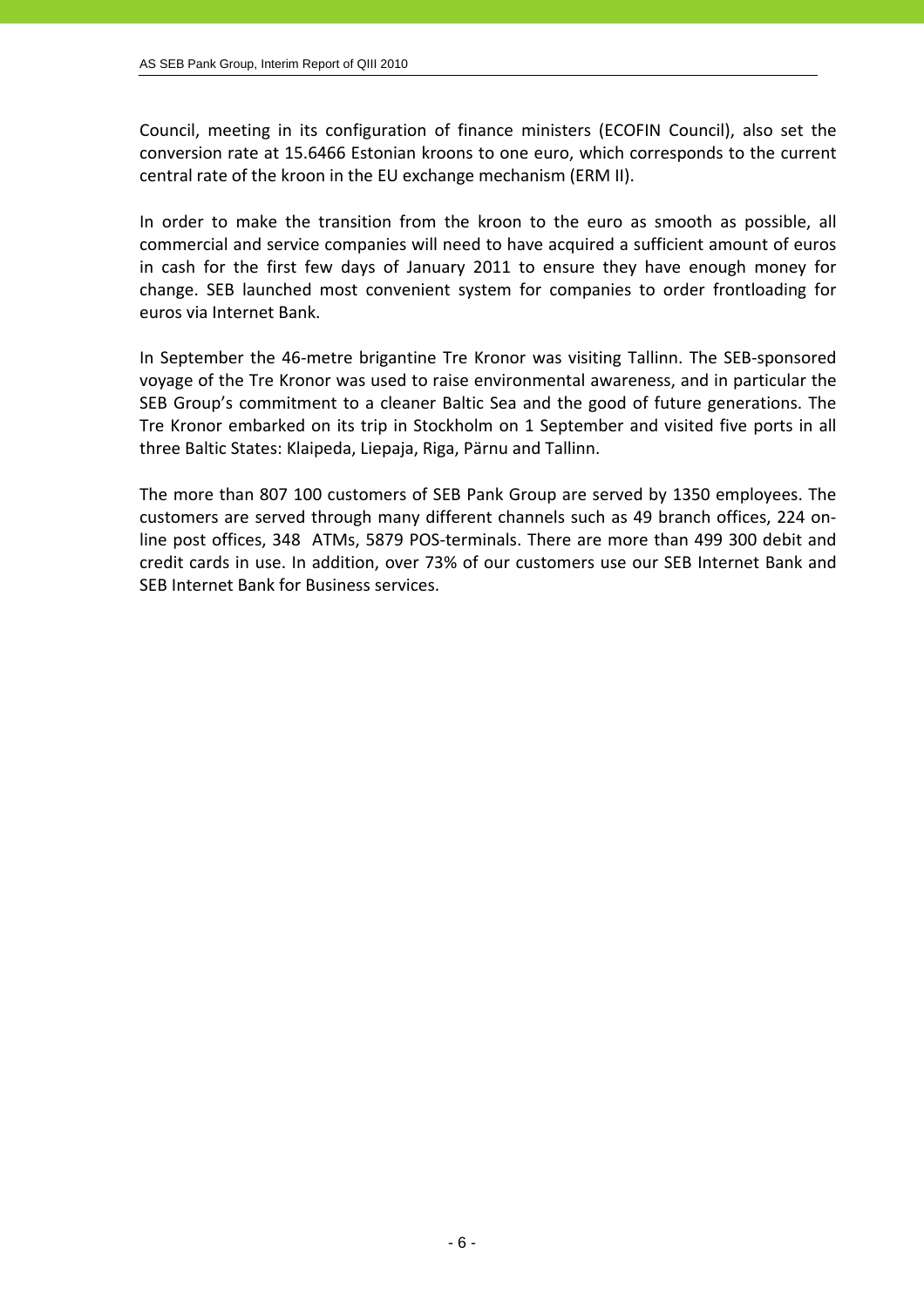Council, meeting in its configuration of finance ministers (ECOFIN Council), also set the conversion rate at 15.6466 Estonian kroons to one euro, which corresponds to the current central rate of the kroon in the EU exchange mechanism (ERM II).

In order to make the transition from the kroon to the euro as smooth as possible, all commercial and service companies will need to have acquired a sufficient amount of euros in cash for the first few days of January 2011 to ensure they have enough money for change. SEB launched most convenient system for companies to order frontloading for euros via Internet Bank.

In September the 46-metre brigantine Tre Kronor was visiting Tallinn. The SEB-sponsored voyage of the Tre Kronor was used to raise environmental awareness, and in particular the SEB Group's commitment to a cleaner Baltic Sea and the good of future generations. The Tre Kronor embarked on its trip in Stockholm on 1 September and visited five ports in all three Baltic States: Klaipeda, Liepaja, Riga, Pärnu and Tallinn.

The more than 807 100 customers of SEB Pank Group are served by 1350 employees. The customers are served through many different channels such as 49 branch offices, 224 on-line post offices, 348 ATMs, 5879 POS-terminals. There are more than 499 300 debit and credit cards in use. In addition, over 73% of our customers use our SEB Internet Bank and SEB Internet Bank for Business services.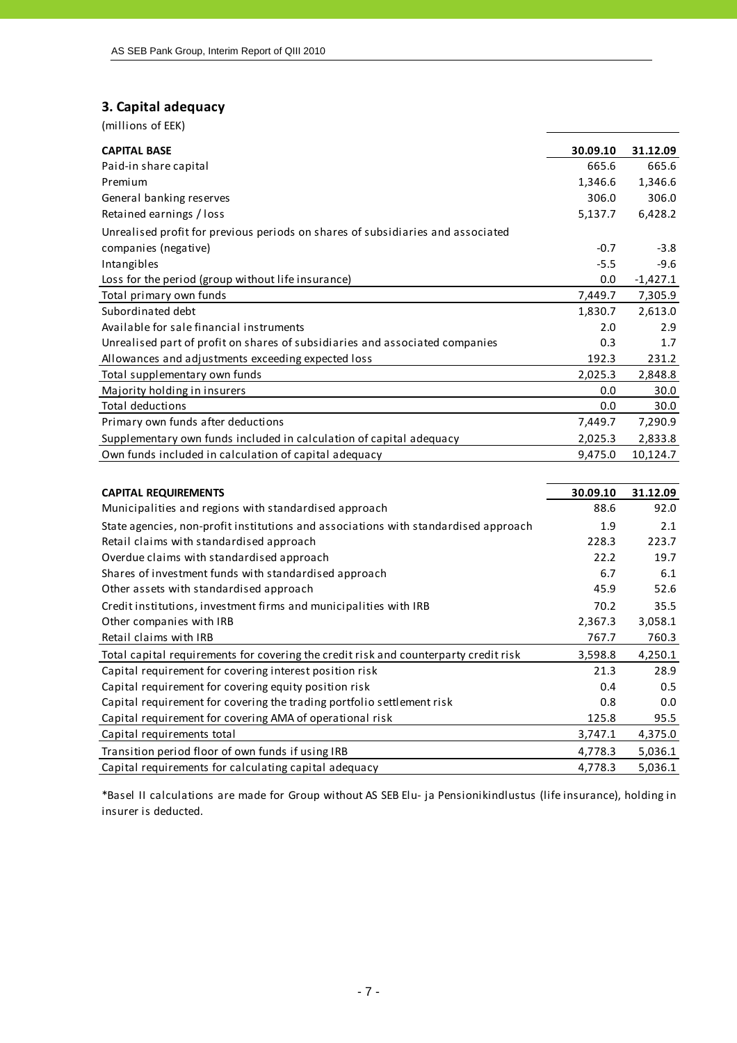## 3. Capital adequacy

(millions of EEK)

| CAPITAL BASE | 30.09.10 | 31.12.09 |
|---|---|---|
| Paid-in share capital | 665.6 | 665.6 |
| Premium | 1,346.6 | 1,346.6 |
| General banking reserves | 306.0 | 306.0 |
| Retained earnings / loss | 5,137.7 | 6,428.2 |
| Unrealised profit for previous periods on shares of subsidiaries and associated companies (negative) | -0.7 | -3.8 |
| Intangibles | -5.5 | -9.6 |
| Loss for the period (group without life insurance) | 0.0 | -1,427.1 |
| Total primary own funds | 7,449.7 | 7,305.9 |
| Subordinated debt | 1,830.7 | 2,613.0 |
| Available for sale financial instruments | 2.0 | 2.9 |
| Unrealised part of profit on shares of subsidiaries and associated companies | 0.3 | 1.7 |
| Allowances and adjustments exceeding expected loss | 192.3 | 231.2 |
| Total supplementary own funds | 2,025.3 | 2,848.8 |
| Majority holding in insurers | 0.0 | 30.0 |
| Total deductions | 0.0 | 30.0 |
| Primary own funds after deductions | 7,449.7 | 7,290.9 |
| Supplementary own funds included in calculation of capital adequacy | 2,025.3 | 2,833.8 |
| Own funds included in calculation of capital adequacy | 9,475.0 | 10,124.7 |

| CAPITAL REQUIREMENTS | 30.09.10 | 31.12.09 |
|---|---|---|
| Municipalities and regions with standardised approach | 88.6 | 92.0 |
| State agencies, non-profit institutions and associations with standardised approach | 1.9 | 2.1 |
| Retail claims with standardised approach | 228.3 | 223.7 |
| Overdue claims with standardised approach | 22.2 | 19.7 |
| Shares of investment funds with standardised approach | 6.7 | 6.1 |
| Other assets with standardised approach | 45.9 | 52.6 |
| Credit institutions, investment firms and municipalities with IRB | 70.2 | 35.5 |
| Other companies with IRB | 2,367.3 | 3,058.1 |
| Retail claims with IRB | 767.7 | 760.3 |
| Total capital requirements for covering the credit risk and counterparty credit risk | 3,598.8 | 4,250.1 |
| Capital requirement for covering interest position risk | 21.3 | 28.9 |
| Capital requirement for covering equity position risk | 0.4 | 0.5 |
| Capital requirement for covering the trading portfolio settlement risk | 0.8 | 0.0 |
| Capital requirement for covering AMA of operational risk | 125.8 | 95.5 |
| Capital requirements total | 3,747.1 | 4,375.0 |
| Transition period floor of own funds if using IRB | 4,778.3 | 5,036.1 |
| Capital requirements for calculating capital adequacy | 4,778.3 | 5,036.1 |

*Basel II calculations are made for Group without AS SEB Elu- ja Pensionikindlustus (life insurance), holding in insurer is deducted.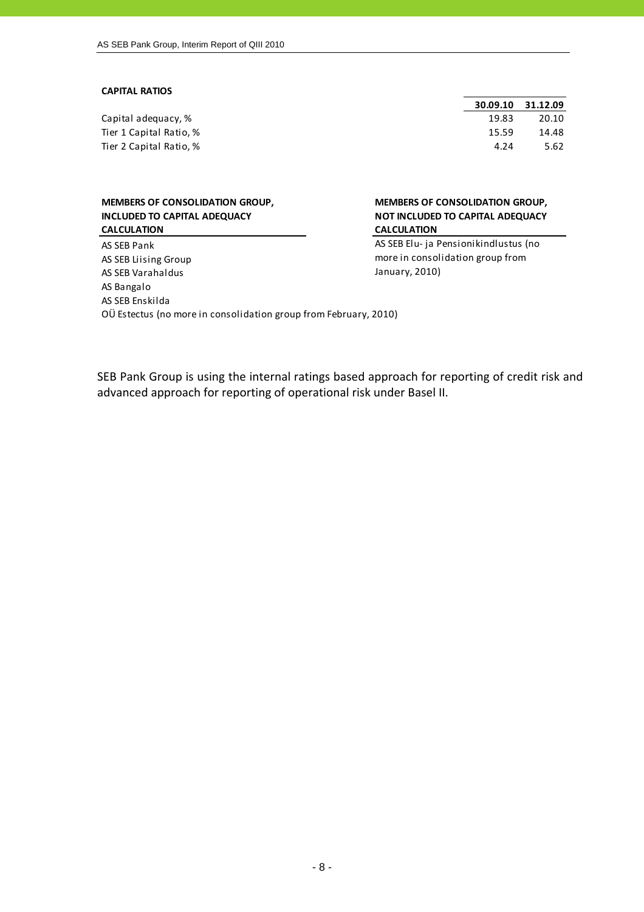**CAPITAL RATIOS**

| | 30.09.10 | 31.12.09 |
|---|---|---|
| Capital adequacy, % | 19.83 | 20.10 |
| Tier 1 Capital Ratio, % | 15.59 | 14.48 |
| Tier 2 Capital Ratio, % | 4.24 | 5.62 |

**MEMBERS OF CONSOLIDATION GROUP, INCLUDED TO CAPITAL ADEQUACY CALCULATION**

AS SEB Pank
AS SEB Liising Group
AS SEB Varahaldus
AS Bangalo
AS SEB Enskilda
OÜ Estectus (no more in consolidation group from February, 2010)

**MEMBERS OF CONSOLIDATION GROUP, NOT INCLUDED TO CAPITAL ADEQUACY CALCULATION**

AS SEB Elu- ja Pensionikindlustus (no more in consolidation group from January, 2010)

SEB Pank Group is using the internal ratings based approach for reporting of credit risk and advanced approach for reporting of operational risk under Basel II.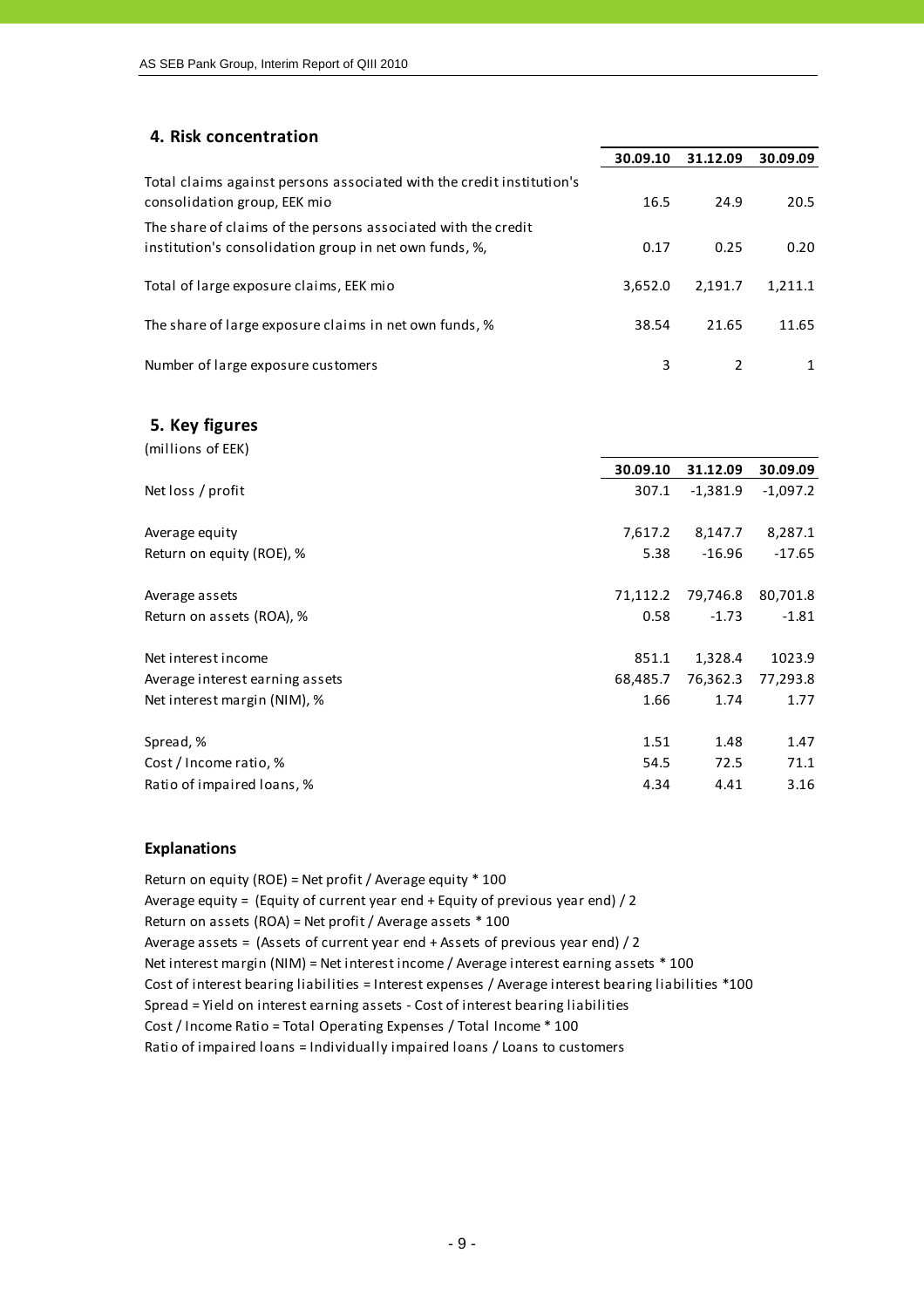## 4. Risk concentration

| | 30.09.10 | 31.12.09 | 30.09.09 |
|---|---|---|---|
| Total claims against persons associated with the credit institution's consolidation group, EEK mio | 16.5 | 24.9 | 20.5 |
| The share of claims of the persons associated with the credit institution's consolidation group in net own funds, %, | 0.17 | 0.25 | 0.20 |
| Total of large exposure claims, EEK mio | 3,652.0 | 2,191.7 | 1,211.1 |
| The share of large exposure claims in net own funds, % | 38.54 | 21.65 | 11.65 |
| Number of large exposure customers | 3 | 2 | 1 |

## 5. Key figures

(millions of EEK)

| | 30.09.10 | 31.12.09 | 30.09.09 |
|---|---|---|---|
| Net loss / profit | 307.1 | -1,381.9 | -1,097.2 |
| Average equity | 7,617.2 | 8,147.7 | 8,287.1 |
| Return on equity (ROE), % | 5.38 | -16.96 | -17.65 |
| Average assets | 71,112.2 | 79,746.8 | 80,701.8 |
| Return on assets (ROA), % | 0.58 | -1.73 | -1.81 |
| Net interest income | 851.1 | 1,328.4 | 1023.9 |
| Average interest earning assets | 68,485.7 | 76,362.3 | 77,293.8 |
| Net interest margin (NIM), % | 1.66 | 1.74 | 1.77 |
| Spread, % | 1.51 | 1.48 | 1.47 |
| Cost / Income ratio, % | 54.5 | 72.5 | 71.1 |
| Ratio of impaired loans, % | 4.34 | 4.41 | 3.16 |

### Explanations

Return on equity (ROE) = Net profit / Average equity * 100
Average equity = (Equity of current year end + Equity of previous year end) / 2
Return on assets (ROA) = Net profit / Average assets * 100
Average assets = (Assets of current year end + Assets of previous year end) / 2
Net interest margin (NIM) = Net interest income / Average interest earning assets * 100
Cost of interest bearing liabilities = Interest expenses / Average interest bearing liabilities *100
Spread = Yield on interest earning assets - Cost of interest bearing liabilities
Cost / Income Ratio = Total Operating Expenses / Total Income * 100
Ratio of impaired loans = Individually impaired loans / Loans to customers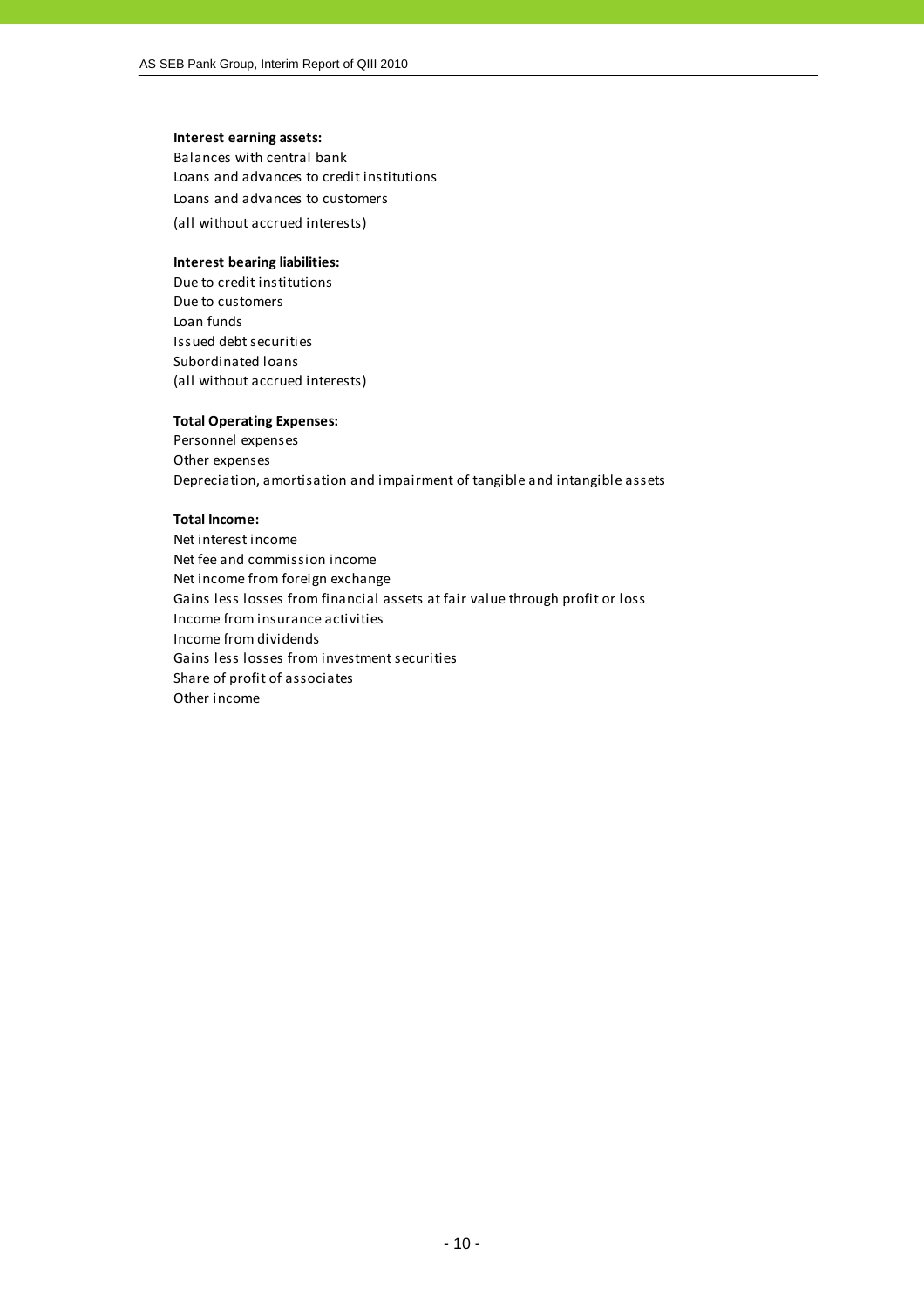**Interest earning assets:**
Balances with central bank
Loans and advances to credit institutions
Loans and advances to customers
(all without accrued interests)

**Interest bearing liabilities:**
Due to credit institutions
Due to customers
Loan funds
Issued debt securities
Subordinated loans
(all without accrued interests)

**Total Operating Expenses:**
Personnel expenses
Other expenses
Depreciation, amortisation and impairment of tangible and intangible assets

**Total Income:**
Net interest income
Net fee and commission income
Net income from foreign exchange
Gains less losses from financial assets at fair value through profit or loss
Income from insurance activities
Income from dividends
Gains less losses from investment securities
Share of profit of associates
Other income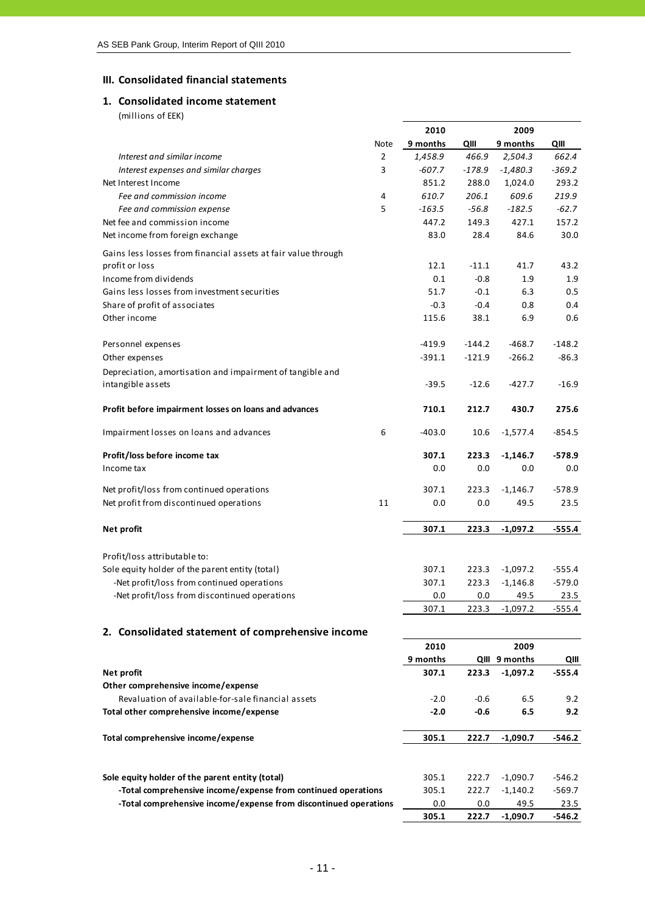## III. Consolidated financial statements

### 1. Consolidated income statement

(millions of EEK)

| | Note | 2010 9 months | 2010 QIII | 2009 9 months | 2009 QIII |
|---|---|---|---|---|---|
| *Interest and similar income* | 2 | *1,458.9* | *466.9* | *2,504.3* | *662.4* |
| *Interest expenses and similar charges* | 3 | *-607.7* | *-178.9* | *-1,480.3* | *-369.2* |
| Net Interest Income | | 851.2 | 288.0 | 1,024.0 | 293.2 |
| *Fee and commission income* | 4 | *610.7* | *206.1* | *609.6* | *219.9* |
| *Fee and commission expense* | 5 | *-163.5* | *-56.8* | *-182.5* | *-62.7* |
| Net fee and commission income | | 447.2 | 149.3 | 427.1 | 157.2 |
| Net income from foreign exchange | | 83.0 | 28.4 | 84.6 | 30.0 |
| Gains less losses from financial assets at fair value through profit or loss | | 12.1 | -11.1 | 41.7 | 43.2 |
| Income from dividends | | 0.1 | -0.8 | 1.9 | 1.9 |
| Gains less losses from investment securities | | 51.7 | -0.1 | 6.3 | 0.5 |
| Share of profit of associates | | -0.3 | -0.4 | 0.8 | 0.4 |
| Other income | | 115.6 | 38.1 | 6.9 | 0.6 |
| Personnel expenses | | -419.9 | -144.2 | -468.7 | -148.2 |
| Other expenses | | -391.1 | -121.9 | -266.2 | -86.3 |
| Depreciation, amortisation and impairment of tangible and intangible assets | | -39.5 | -12.6 | -427.7 | -16.9 |
| **Profit before impairment losses on loans and advances** | | **710.1** | **212.7** | **430.7** | **275.6** |
| Impairment losses on loans and advances | 6 | -403.0 | 10.6 | -1,577.4 | -854.5 |
| **Profit/loss before income tax** | | **307.1** | **223.3** | **-1,146.7** | **-578.9** |
| Income tax | | 0.0 | 0.0 | 0.0 | 0.0 |
| Net profit/loss from continued operations | | 307.1 | 223.3 | -1,146.7 | -578.9 |
| Net profit from discontinued operations | 11 | 0.0 | 0.0 | 49.5 | 23.5 |
| **Net profit** | | **307.1** | **223.3** | **-1,097.2** | **-555.4** |
| Profit/loss attributable to: | | | | | |
| Sole equity holder of the parent entity (total) | | 307.1 | 223.3 | -1,097.2 | -555.4 |
| -Net profit/loss from continued operations | | 307.1 | 223.3 | -1,146.8 | -579.0 |
| -Net profit/loss from discontinued operations | | 0.0 | 0.0 | 49.5 | 23.5 |
| | | 307.1 | 223.3 | -1,097.2 | -555.4 |

### 2. Consolidated statement of comprehensive income

| | 2010 9 months | 2010 QIII | 2009 9 months | 2009 QIII |
|---|---|---|---|---|
| **Net profit** | **307.1** | **223.3** | **-1,097.2** | **-555.4** |
| **Other comprehensive income/expense** | | | | |
| Revaluation of available-for-sale financial assets | -2.0 | -0.6 | 6.5 | 9.2 |
| **Total other comprehensive income/expense** | **-2.0** | **-0.6** | **6.5** | **9.2** |
| **Total comprehensive income/expense** | **305.1** | **222.7** | **-1,090.7** | **-546.2** |
| **Sole equity holder of the parent entity (total)** | 305.1 | 222.7 | -1,090.7 | -546.2 |
| **-Total comprehensive income/expense from continued operations** | 305.1 | 222.7 | -1,140.2 | -569.7 |
| **-Total comprehensive income/expense from discontinued operations** | 0.0 | 0.0 | 49.5 | 23.5 |
| | **305.1** | **222.7** | **-1,090.7** | **-546.2** |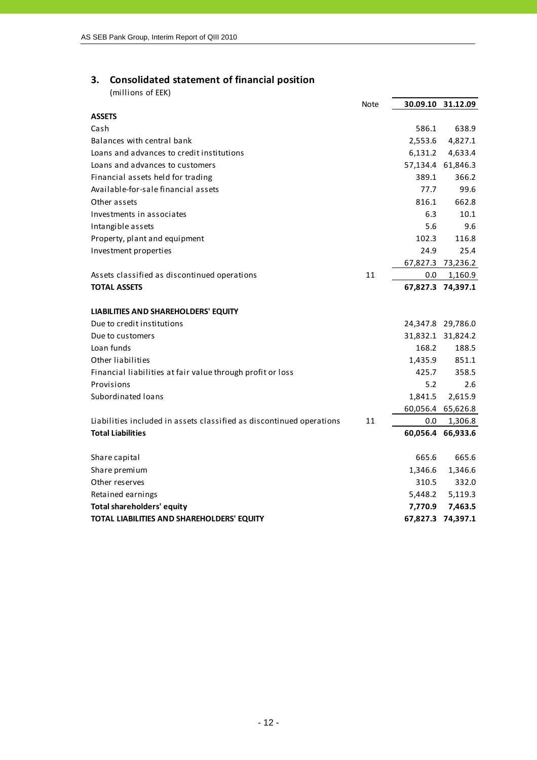## 3. Consolidated statement of financial position

(millions of EEK)

| | Note | 30.09.10 | 31.12.09 |
|---|---|---|---|
| **ASSETS** | | | |
| Cash | | 586.1 | 638.9 |
| Balances with central bank | | 2,553.6 | 4,827.1 |
| Loans and advances to credit institutions | | 6,131.2 | 4,633.4 |
| Loans and advances to customers | | 57,134.4 | 61,846.3 |
| Financial assets held for trading | | 389.1 | 366.2 |
| Available-for-sale financial assets | | 77.7 | 99.6 |
| Other assets | | 816.1 | 662.8 |
| Investments in associates | | 6.3 | 10.1 |
| Intangible assets | | 5.6 | 9.6 |
| Property, plant and equipment | | 102.3 | 116.8 |
| Investment properties | | 24.9 | 25.4 |
| | | 67,827.3 | 73,236.2 |
| Assets classified as discontinued operations | 11 | 0.0 | 1,160.9 |
| **TOTAL ASSETS** | | **67,827.3** | **74,397.1** |
| | | | |
| **LIABILITIES AND SHAREHOLDERS' EQUITY** | | | |
| Due to credit institutions | | 24,347.8 | 29,786.0 |
| Due to customers | | 31,832.1 | 31,824.2 |
| Loan funds | | 168.2 | 188.5 |
| Other liabilities | | 1,435.9 | 851.1 |
| Financial liabilities at fair value through profit or loss | | 425.7 | 358.5 |
| Provisions | | 5.2 | 2.6 |
| Subordinated loans | | 1,841.5 | 2,615.9 |
| | | 60,056.4 | 65,626.8 |
| Liabilities included in assets classified as discontinued operations | 11 | 0.0 | 1,306.8 |
| **Total Liabilities** | | **60,056.4** | **66,933.6** |
| | | | |
| Share capital | | 665.6 | 665.6 |
| Share premium | | 1,346.6 | 1,346.6 |
| Other reserves | | 310.5 | 332.0 |
| Retained earnings | | 5,448.2 | 5,119.3 |
| **Total shareholders' equity** | | **7,770.9** | **7,463.5** |
| **TOTAL LIABILITIES AND SHAREHOLDERS' EQUITY** | | **67,827.3** | **74,397.1** |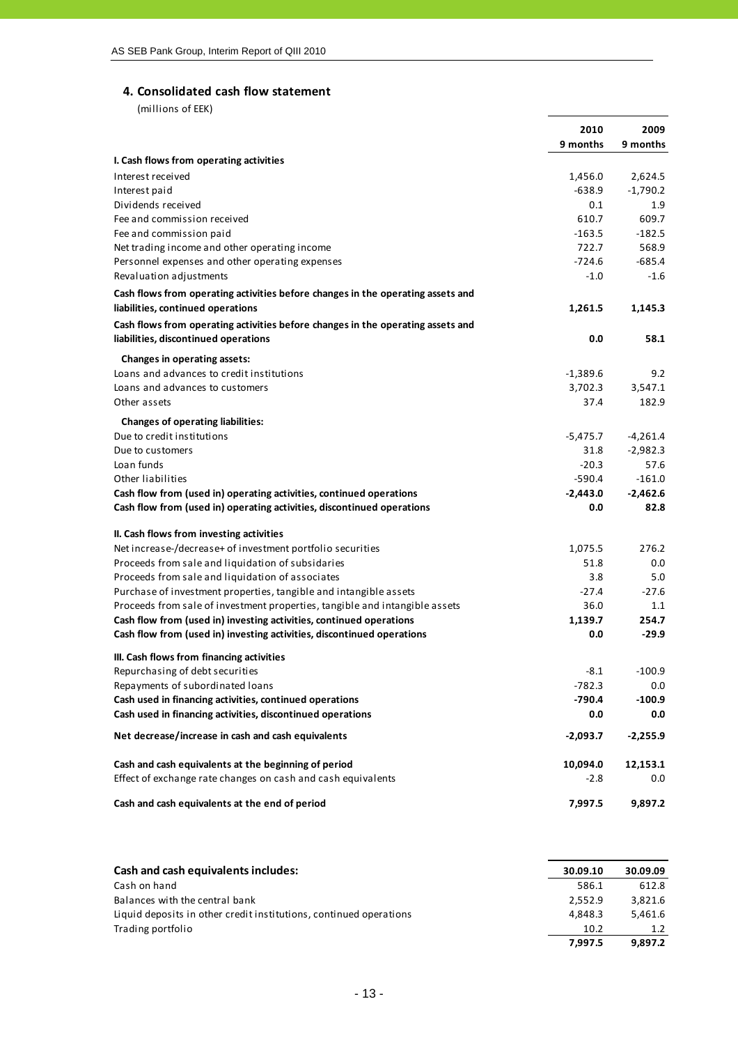## 4. Consolidated cash flow statement

(millions of EEK)

| | 2010 9 months | 2009 9 months |
|---|---|---|
| **I. Cash flows from operating activities** | | |
| Interest received | 1,456.0 | 2,624.5 |
| Interest paid | -638.9 | -1,790.2 |
| Dividends received | 0.1 | 1.9 |
| Fee and commission received | 610.7 | 609.7 |
| Fee and commission paid | -163.5 | -182.5 |
| Net trading income and other operating income | 722.7 | 568.9 |
| Personnel expenses and other operating expenses | -724.6 | -685.4 |
| Revaluation adjustments | -1.0 | -1.6 |
| **Cash flows from operating activities before changes in the operating assets and liabilities, continued operations** | **1,261.5** | **1,145.3** |
| **Cash flows from operating activities before changes in the operating assets and liabilities, discontinued operations** | **0.0** | **58.1** |
| **Changes in operating assets:** | | |
| Loans and advances to credit institutions | -1,389.6 | 9.2 |
| Loans and advances to customers | 3,702.3 | 3,547.1 |
| Other assets | 37.4 | 182.9 |
| **Changes of operating liabilities:** | | |
| Due to credit institutions | -5,475.7 | -4,261.4 |
| Due to customers | 31.8 | -2,982.3 |
| Loan funds | -20.3 | 57.6 |
| Other liabilities | -590.4 | -161.0 |
| **Cash flow from (used in) operating activities, continued operations** | **-2,443.0** | **-2,462.6** |
| **Cash flow from (used in) operating activities, discontinued operations** | **0.0** | **82.8** |
| **II. Cash flows from investing activities** | | |
| Net increase-/decrease+ of investment portfolio securities | 1,075.5 | 276.2 |
| Proceeds from sale and liquidation of subsidaries | 51.8 | 0.0 |
| Proceeds from sale and liquidation of associates | 3.8 | 5.0 |
| Purchase of investment properties, tangible and intangible assets | -27.4 | -27.6 |
| Proceeds from sale of investment properties, tangible and intangible assets | 36.0 | 1.1 |
| **Cash flow from (used in) investing activities, continued operations** | **1,139.7** | **254.7** |
| **Cash flow from (used in) investing activities, discontinued operations** | **0.0** | **-29.9** |
| **III. Cash flows from financing activities** | | |
| Repurchasing of debt securities | -8.1 | -100.9 |
| Repayments of subordinated loans | -782.3 | 0.0 |
| **Cash used in financing activities, continued operations** | **-790.4** | **-100.9** |
| **Cash used in financing activities, discontinued operations** | **0.0** | **0.0** |
| **Net decrease/increase in cash and cash equivalents** | **-2,093.7** | **-2,255.9** |
| **Cash and cash equivalents at the beginning of period** | **10,094.0** | **12,153.1** |
| Effect of exchange rate changes on cash and cash equivalents | -2.8 | 0.0 |
| **Cash and cash equivalents at the end of period** | **7,997.5** | **9,897.2** |

| **Cash and cash equivalents includes:** | 30.09.10 | 30.09.09 |
|---|---|---|
| Cash on hand | 586.1 | 612.8 |
| Balances with the central bank | 2,552.9 | 3,821.6 |
| Liquid deposits in other credit institutions, continued operations | 4,848.3 | 5,461.6 |
| Trading portfolio | 10.2 | 1.2 |
| | **7,997.5** | **9,897.2** |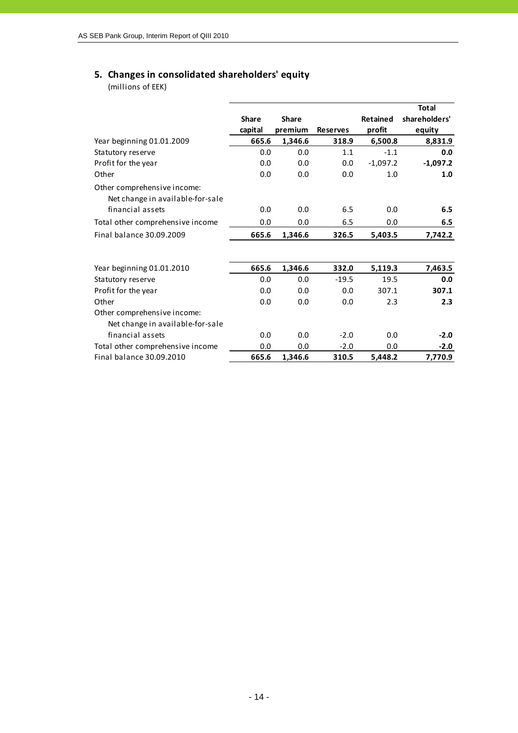## 5. Changes in consolidated shareholders' equity

(millions of EEK)

| | Share capital | Share premium | Reserves | Retained profit | Total shareholders' equity |
|---|---|---|---|---|---|
| Year beginning 01.01.2009 | **665.6** | **1,346.6** | **318.9** | **6,500.8** | **8,831.9** |
| Statutory reserve | 0.0 | 0.0 | 1.1 | -1.1 | **0.0** |
| Profit for the year | 0.0 | 0.0 | 0.0 | -1,097.2 | **-1,097.2** |
| Other | 0.0 | 0.0 | 0.0 | 1.0 | **1.0** |
| Other comprehensive income: | | | | | |
| Net change in available-for-sale financial assets | 0.0 | 0.0 | 6.5 | 0.0 | **6.5** |
| Total other comprehensive income | 0.0 | 0.0 | 6.5 | 0.0 | **6.5** |
| Final balance 30.09.2009 | **665.6** | **1,346.6** | **326.5** | **5,403.5** | **7,742.2** |
| | | | | | |
| Year beginning 01.01.2010 | **665.6** | **1,346.6** | **332.0** | **5,119.3** | **7,463.5** |
| Statutory reserve | 0.0 | 0.0 | -19.5 | 19.5 | **0.0** |
| Profit for the year | 0.0 | 0.0 | 0.0 | 307.1 | **307.1** |
| Other | 0.0 | 0.0 | 0.0 | 2.3 | **2.3** |
| Other comprehensive income: | | | | | |
| Net change in available-for-sale financial assets | 0.0 | 0.0 | -2.0 | 0.0 | **-2.0** |
| Total other comprehensive income | 0.0 | 0.0 | -2.0 | 0.0 | **-2.0** |
| Final balance 30.09.2010 | **665.6** | **1,346.6** | **310.5** | **5,448.2** | **7,770.9** |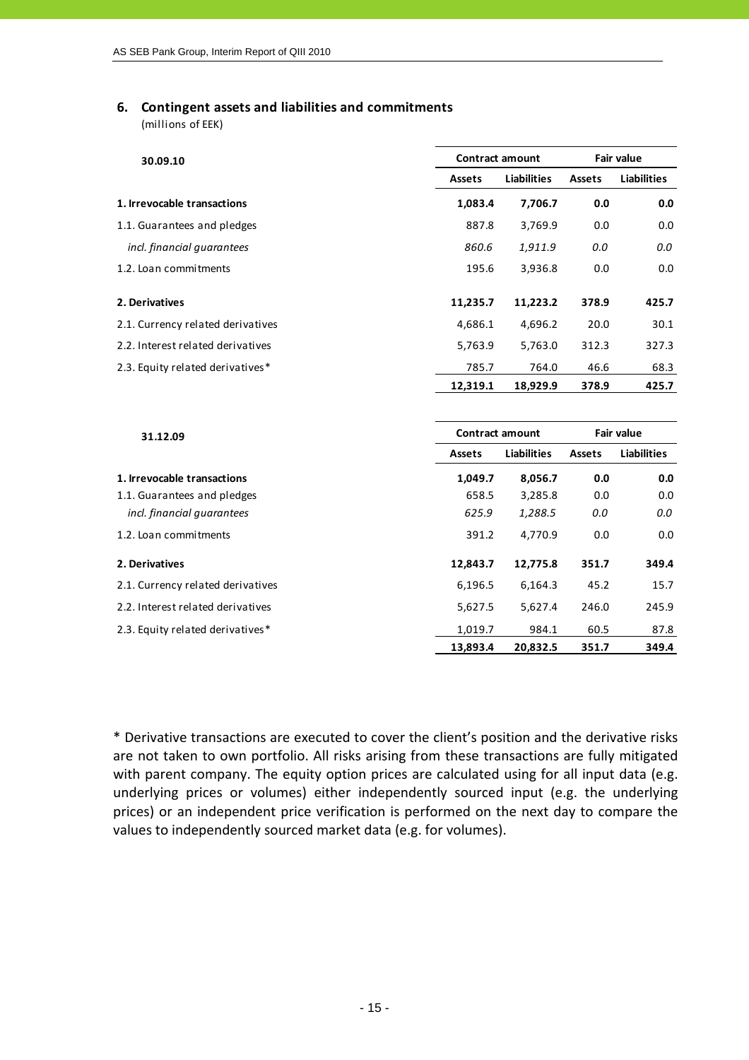## 6. Contingent assets and liabilities and commitments

(millions of EEK)

| 30.09.10 | Contract amount | | Fair value | |
|---|---|---|---|---|
| | Assets | Liabilities | Assets | Liabilities |
| **1. Irrevocable transactions** | **1,083.4** | **7,706.7** | **0.0** | **0.0** |
| 1.1. Guarantees and pledges | 887.8 | 3,769.9 | 0.0 | 0.0 |
| *incl. financial guarantees* | *860.6* | *1,911.9* | *0.0* | *0.0* |
| 1.2. Loan commitments | 195.6 | 3,936.8 | 0.0 | 0.0 |
| **2. Derivatives** | **11,235.7** | **11,223.2** | **378.9** | **425.7** |
| 2.1. Currency related derivatives | 4,686.1 | 4,696.2 | 20.0 | 30.1 |
| 2.2. Interest related derivatives | 5,763.9 | 5,763.0 | 312.3 | 327.3 |
| 2.3. Equity related derivatives* | 785.7 | 764.0 | 46.6 | 68.3 |
| | **12,319.1** | **18,929.9** | **378.9** | **425.7** |

| 31.12.09 | Contract amount | | Fair value | |
|---|---|---|---|---|
| | Assets | Liabilities | Assets | Liabilities |
| **1. Irrevocable transactions** | **1,049.7** | **8,056.7** | **0.0** | **0.0** |
| 1.1. Guarantees and pledges | 658.5 | 3,285.8 | 0.0 | 0.0 |
| *incl. financial guarantees* | *625.9* | *1,288.5* | *0.0* | *0.0* |
| 1.2. Loan commitments | 391.2 | 4,770.9 | 0.0 | 0.0 |
| **2. Derivatives** | **12,843.7** | **12,775.8** | **351.7** | **349.4** |
| 2.1. Currency related derivatives | 6,196.5 | 6,164.3 | 45.2 | 15.7 |
| 2.2. Interest related derivatives | 5,627.5 | 5,627.4 | 246.0 | 245.9 |
| 2.3. Equity related derivatives* | 1,019.7 | 984.1 | 60.5 | 87.8 |
| | **13,893.4** | **20,832.5** | **351.7** | **349.4** |

* Derivative transactions are executed to cover the client's position and the derivative risks are not taken to own portfolio. All risks arising from these transactions are fully mitigated with parent company. The equity option prices are calculated using for all input data (e.g. underlying prices or volumes) either independently sourced input (e.g. the underlying prices) or an independent price verification is performed on the next day to compare the values to independently sourced market data (e.g. for volumes).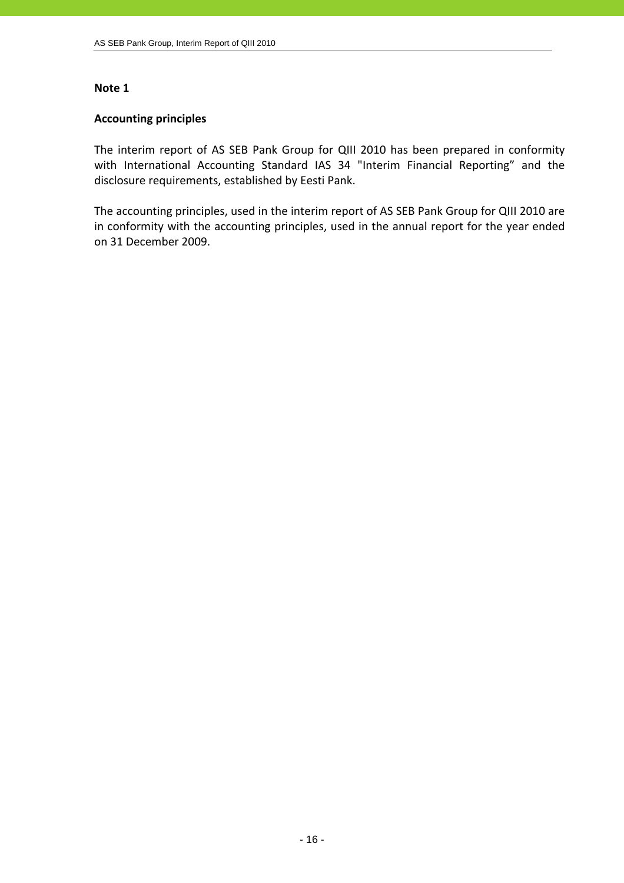## Note 1

### Accounting principles

The interim report of AS SEB Pank Group for QIII 2010 has been prepared in conformity with International Accounting Standard IAS 34 "Interim Financial Reporting" and the disclosure requirements, established by Eesti Pank.

The accounting principles, used in the interim report of AS SEB Pank Group for QIII 2010 are in conformity with the accounting principles, used in the annual report for the year ended on 31 December 2009.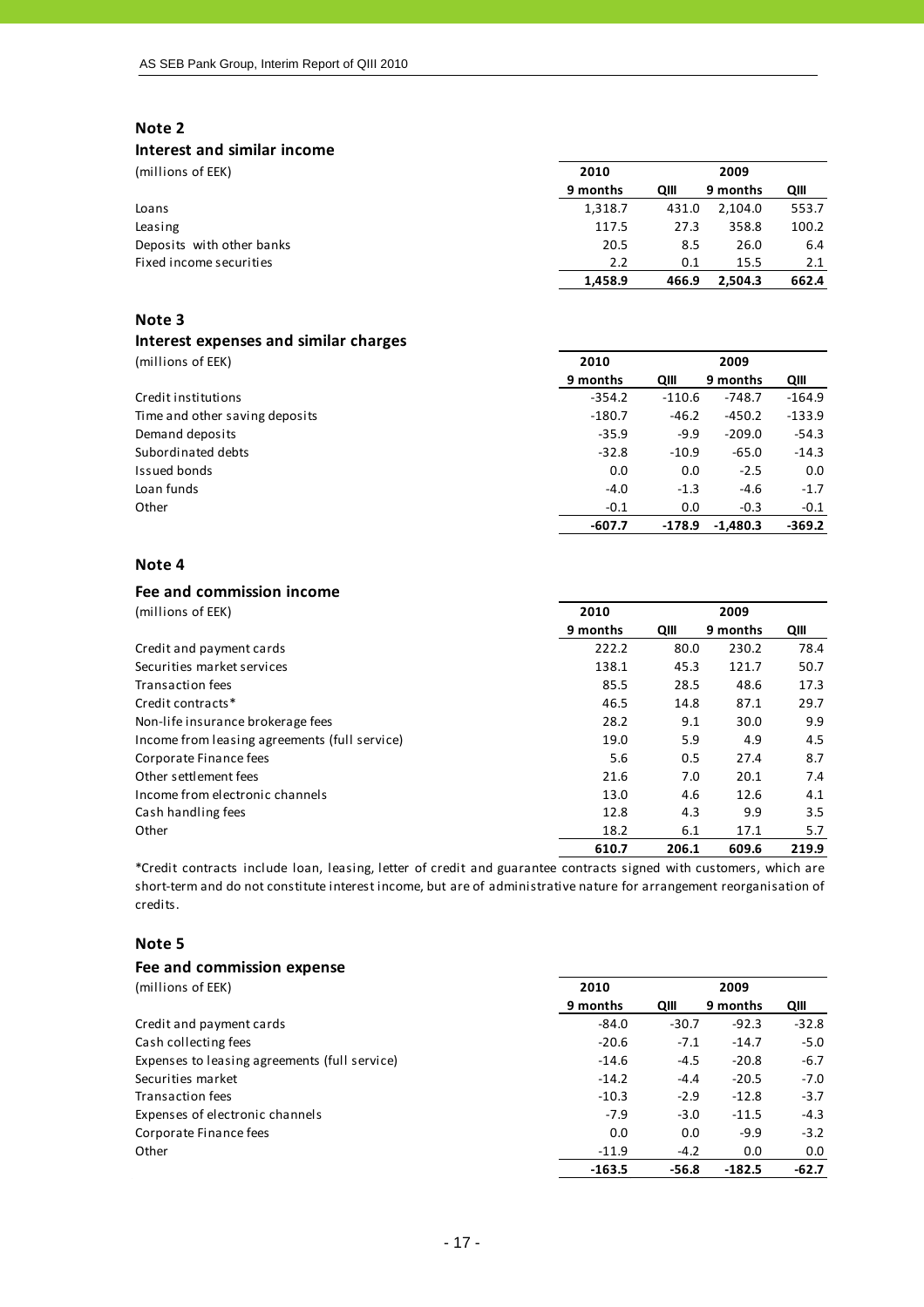## Note 2

### Interest and similar income

| (millions of EEK) | 2010 | | 2009 | |
|---|---|---|---|---|
| | 9 months | QIII | 9 months | QIII |
| Loans | 1,318.7 | 431.0 | 2,104.0 | 553.7 |
| Leasing | 117.5 | 27.3 | 358.8 | 100.2 |
| Deposits with other banks | 20.5 | 8.5 | 26.0 | 6.4 |
| Fixed income securities | 2.2 | 0.1 | 15.5 | 2.1 |
| | **1,458.9** | **466.9** | **2,504.3** | **662.4** |

## Note 3

### Interest expenses and similar charges

| (millions of EEK) | 2010 | | 2009 | |
|---|---|---|---|---|
| | 9 months | QIII | 9 months | QIII |
| Credit institutions | -354.2 | -110.6 | -748.7 | -164.9 |
| Time and other saving deposits | -180.7 | -46.2 | -450.2 | -133.9 |
| Demand deposits | -35.9 | -9.9 | -209.0 | -54.3 |
| Subordinated debts | -32.8 | -10.9 | -65.0 | -14.3 |
| Issued bonds | 0.0 | 0.0 | -2.5 | 0.0 |
| Loan funds | -4.0 | -1.3 | -4.6 | -1.7 |
| Other | -0.1 | 0.0 | -0.3 | -0.1 |
| | **-607.7** | **-178.9** | **-1,480.3** | **-369.2** |

## Note 4

### Fee and commission income

| (millions of EEK) | 2010 | | 2009 | |
|---|---|---|---|---|
| | 9 months | QIII | 9 months | QIII |
| Credit and payment cards | 222.2 | 80.0 | 230.2 | 78.4 |
| Securities market services | 138.1 | 45.3 | 121.7 | 50.7 |
| Transaction fees | 85.5 | 28.5 | 48.6 | 17.3 |
| Credit contracts* | 46.5 | 14.8 | 87.1 | 29.7 |
| Non-life insurance brokerage fees | 28.2 | 9.1 | 30.0 | 9.9 |
| Income from leasing agreements (full service) | 19.0 | 5.9 | 4.9 | 4.5 |
| Corporate Finance fees | 5.6 | 0.5 | 27.4 | 8.7 |
| Other settlement fees | 21.6 | 7.0 | 20.1 | 7.4 |
| Income from electronic channels | 13.0 | 4.6 | 12.6 | 4.1 |
| Cash handling fees | 12.8 | 4.3 | 9.9 | 3.5 |
| Other | 18.2 | 6.1 | 17.1 | 5.7 |
| | **610.7** | **206.1** | **609.6** | **219.9** |

*Credit contracts include loan, leasing, letter of credit and guarantee contracts signed with customers, which are short-term and do not constitute interest income, but are of administrative nature for arrangement reorganisation of credits.

## Note 5

### Fee and commission expense

| (millions of EEK) | 2010 | | 2009 | |
|---|---|---|---|---|
| | 9 months | QIII | 9 months | QIII |
| Credit and payment cards | -84.0 | -30.7 | -92.3 | -32.8 |
| Cash collecting fees | -20.6 | -7.1 | -14.7 | -5.0 |
| Expenses to leasing agreements (full service) | -14.6 | -4.5 | -20.8 | -6.7 |
| Securities market | -14.2 | -4.4 | -20.5 | -7.0 |
| Transaction fees | -10.3 | -2.9 | -12.8 | -3.7 |
| Expenses of electronic channels | -7.9 | -3.0 | -11.5 | -4.3 |
| Corporate Finance fees | 0.0 | 0.0 | -9.9 | -3.2 |
| Other | -11.9 | -4.2 | 0.0 | 0.0 |
| | **-163.5** | **-56.8** | **-182.5** | **-62.7** |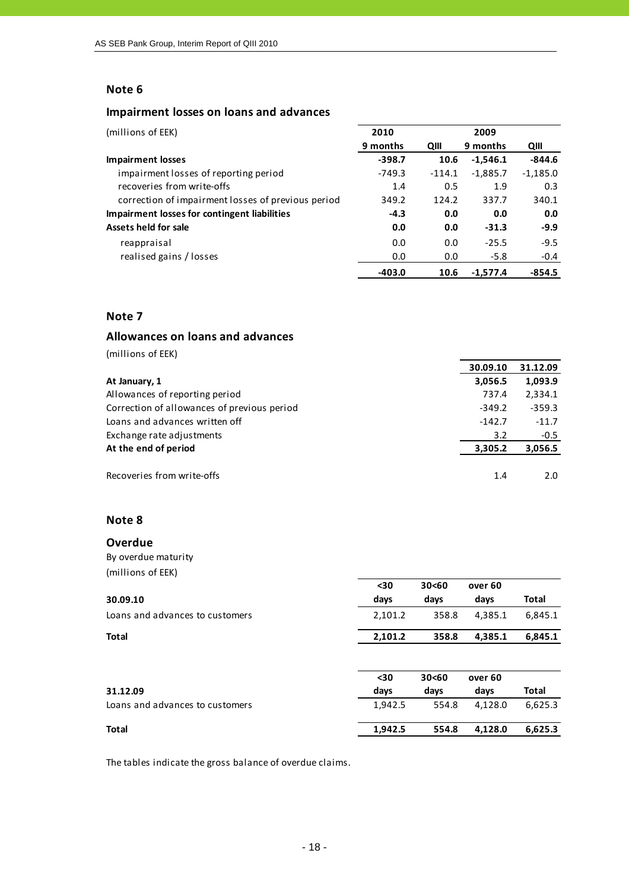## Note 6

### Impairment losses on loans and advances

| (millions of EEK) | 2010 | | 2009 | |
|---|---|---|---|---|
| | 9 months | QIII | 9 months | QIII |
| **Impairment losses** | **-398.7** | **10.6** | **-1,546.1** | **-844.6** |
| impairment losses of reporting period | -749.3 | -114.1 | -1,885.7 | -1,185.0 |
| recoveries from write-offs | 1.4 | 0.5 | 1.9 | 0.3 |
| correction of impairment losses of previous period | 349.2 | 124.2 | 337.7 | 340.1 |
| **Impairment losses for contingent liabilities** | **-4.3** | **0.0** | **0.0** | **0.0** |
| **Assets held for sale** | **0.0** | **0.0** | **-31.3** | **-9.9** |
| reappraisal | 0.0 | 0.0 | -25.5 | -9.5 |
| realised gains / losses | 0.0 | 0.0 | -5.8 | -0.4 |
| | **-403.0** | **10.6** | **-1,577.4** | **-854.5** |

## Note 7

### Allowances on loans and advances

(millions of EEK)

| | 30.09.10 | 31.12.09 |
|---|---|---|
| **At January, 1** | **3,056.5** | **1,093.9** |
| Allowances of reporting period | 737.4 | 2,334.1 |
| Correction of allowances of previous period | -349.2 | -359.3 |
| Loans and advances written off | -142.7 | -11.7 |
| Exchange rate adjustments | 3.2 | -0.5 |
| **At the end of period** | **3,305.2** | **3,056.5** |
| | | |
| Recoveries from write-offs | 1.4 | 2.0 |

## Note 8

### Overdue

By overdue maturity

(millions of EEK)

| 30.09.10 | <30 days | 30<60 days | over 60 days | Total |
|---|---|---|---|---|
| Loans and advances to customers | 2,101.2 | 358.8 | 4,385.1 | 6,845.1 |
| **Total** | **2,101.2** | **358.8** | **4,385.1** | **6,845.1** |

| 31.12.09 | <30 days | 30<60 days | over 60 days | Total |
|---|---|---|---|---|
| Loans and advances to customers | 1,942.5 | 554.8 | 4,128.0 | 6,625.3 |
| **Total** | **1,942.5** | **554.8** | **4,128.0** | **6,625.3** |

The tables indicate the gross balance of overdue claims.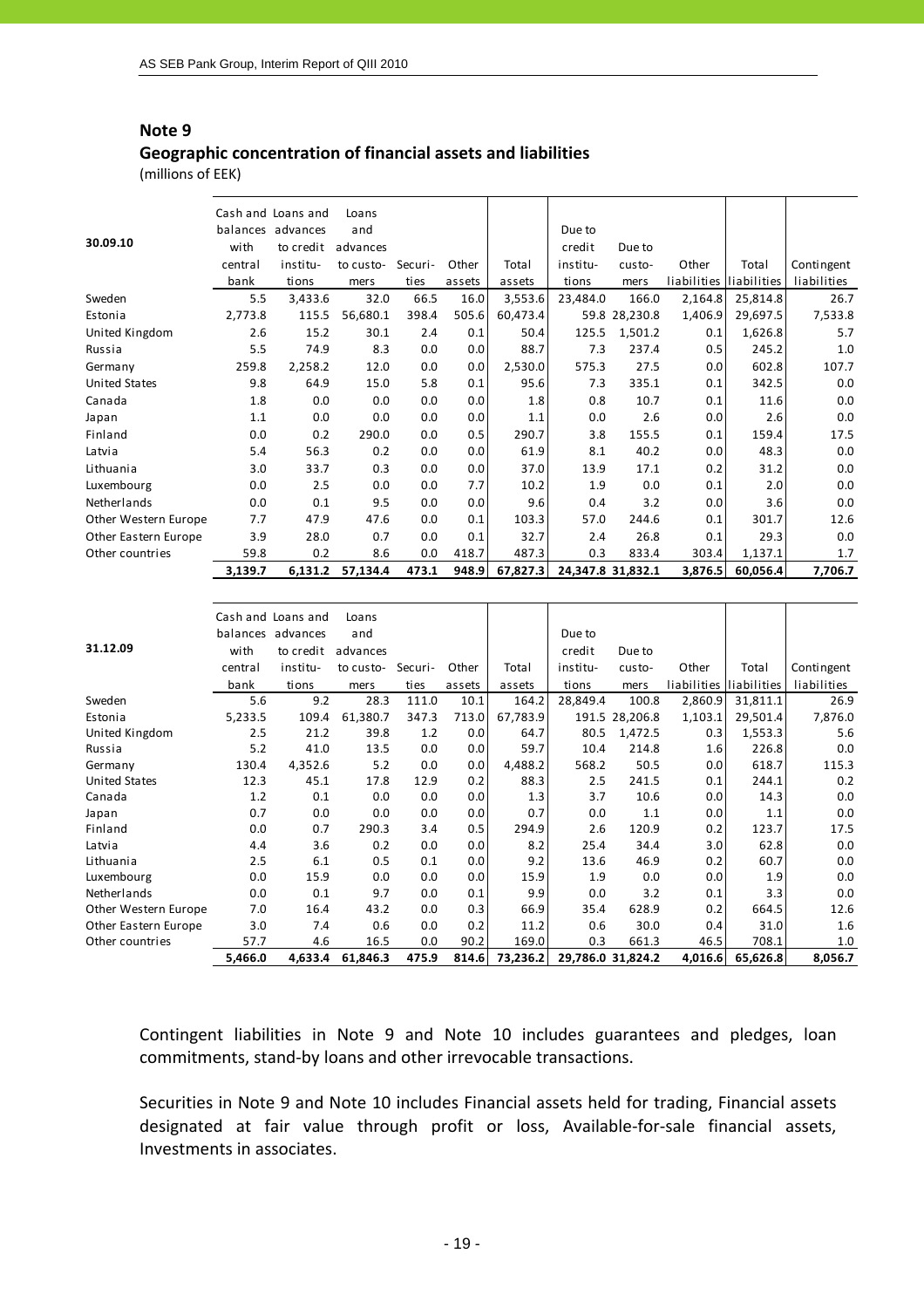## Note 9

### Geographic concentration of financial assets and liabilities

(millions of EEK)

| 30.09.10 | Cash and balances with central bank | Loans and advances to credit institutions | Loans and advances to customers | Securities | Other assets | Total assets | Due to credit institutions | Due to customers | Other liabilities | Total liabilities | Contingent liabilities |
|---|---|---|---|---|---|---|---|---|---|---|---|
| Sweden | 5.5 | 3,433.6 | 32.0 | 66.5 | 16.0 | 3,553.6 | 23,484.0 | 166.0 | 2,164.8 | 25,814.8 | 26.7 |
| Estonia | 2,773.8 | 115.5 | 56,680.1 | 398.4 | 505.6 | 60,473.4 | 59.8 | 28,230.8 | 1,406.9 | 29,697.5 | 7,533.8 |
| United Kingdom | 2.6 | 15.2 | 30.1 | 2.4 | 0.1 | 50.4 | 125.5 | 1,501.2 | 0.1 | 1,626.8 | 5.7 |
| Russia | 5.5 | 74.9 | 8.3 | 0.0 | 0.0 | 88.7 | 7.3 | 237.4 | 0.5 | 245.2 | 1.0 |
| Germany | 259.8 | 2,258.2 | 12.0 | 0.0 | 0.0 | 2,530.0 | 575.3 | 27.5 | 0.0 | 602.8 | 107.7 |
| United States | 9.8 | 64.9 | 15.0 | 5.8 | 0.1 | 95.6 | 7.3 | 335.1 | 0.1 | 342.5 | 0.0 |
| Canada | 1.8 | 0.0 | 0.0 | 0.0 | 0.0 | 1.8 | 0.8 | 10.7 | 0.1 | 11.6 | 0.0 |
| Japan | 1.1 | 0.0 | 0.0 | 0.0 | 0.0 | 1.1 | 0.0 | 2.6 | 0.0 | 2.6 | 0.0 |
| Finland | 0.0 | 0.2 | 290.0 | 0.0 | 0.5 | 290.7 | 3.8 | 155.5 | 0.1 | 159.4 | 17.5 |
| Latvia | 5.4 | 56.3 | 0.2 | 0.0 | 0.0 | 61.9 | 8.1 | 40.2 | 0.0 | 48.3 | 0.0 |
| Lithuania | 3.0 | 33.7 | 0.3 | 0.0 | 0.0 | 37.0 | 13.9 | 17.1 | 0.2 | 31.2 | 0.0 |
| Luxembourg | 0.0 | 2.5 | 0.0 | 0.0 | 7.7 | 10.2 | 1.9 | 0.0 | 0.1 | 2.0 | 0.0 |
| Netherlands | 0.0 | 0.1 | 9.5 | 0.0 | 0.0 | 9.6 | 0.4 | 3.2 | 0.0 | 3.6 | 0.0 |
| Other Western Europe | 7.7 | 47.9 | 47.6 | 0.0 | 0.1 | 103.3 | 57.0 | 244.6 | 0.1 | 301.7 | 12.6 |
| Other Eastern Europe | 3.9 | 28.0 | 0.7 | 0.0 | 0.1 | 32.7 | 2.4 | 26.8 | 0.1 | 29.3 | 0.0 |
| Other countries | 59.8 | 0.2 | 8.6 | 0.0 | 418.7 | 487.3 | 0.3 | 833.4 | 303.4 | 1,137.1 | 1.7 |
| | **3,139.7** | **6,131.2** | **57,134.4** | **473.1** | **948.9** | **67,827.3** | **24,347.8** | **31,832.1** | **3,876.5** | **60,056.4** | **7,706.7** |

| 31.12.09 | Cash and balances with central bank | Loans and advances to credit institutions | Loans and advances to customers | Securities | Other assets | Total assets | Due to credit institutions | Due to customers | Other liabilities | Total liabilities | Contingent liabilities |
|---|---|---|---|---|---|---|---|---|---|---|---|
| Sweden | 5.6 | 9.2 | 28.3 | 111.0 | 10.1 | 164.2 | 28,849.4 | 100.8 | 2,860.9 | 31,811.1 | 26.9 |
| Estonia | 5,233.5 | 109.4 | 61,380.7 | 347.3 | 713.0 | 67,783.9 | 191.5 | 28,206.8 | 1,103.1 | 29,501.4 | 7,876.0 |
| United Kingdom | 2.5 | 21.2 | 39.8 | 1.2 | 0.0 | 64.7 | 80.5 | 1,472.5 | 0.3 | 1,553.3 | 5.6 |
| Russia | 5.2 | 41.0 | 13.5 | 0.0 | 0.0 | 59.7 | 10.4 | 214.8 | 1.6 | 226.8 | 0.0 |
| Germany | 130.4 | 4,352.6 | 5.2 | 0.0 | 0.0 | 4,488.2 | 568.2 | 50.5 | 0.0 | 618.7 | 115.3 |
| United States | 12.3 | 45.1 | 17.8 | 12.9 | 0.2 | 88.3 | 2.5 | 241.5 | 0.1 | 244.1 | 0.2 |
| Canada | 1.2 | 0.1 | 0.0 | 0.0 | 0.0 | 1.3 | 3.7 | 10.6 | 0.0 | 14.3 | 0.0 |
| Japan | 0.7 | 0.0 | 0.0 | 0.0 | 0.0 | 0.7 | 0.0 | 1.1 | 0.0 | 1.1 | 0.0 |
| Finland | 0.0 | 0.7 | 290.3 | 3.4 | 0.5 | 294.9 | 2.6 | 120.9 | 0.2 | 123.7 | 17.5 |
| Latvia | 4.4 | 3.6 | 0.2 | 0.0 | 0.0 | 8.2 | 25.4 | 34.4 | 3.0 | 62.8 | 0.0 |
| Lithuania | 2.5 | 6.1 | 0.5 | 0.1 | 0.0 | 9.2 | 13.6 | 46.9 | 0.2 | 60.7 | 0.0 |
| Luxembourg | 0.0 | 15.9 | 0.0 | 0.0 | 0.0 | 15.9 | 1.9 | 0.0 | 0.0 | 1.9 | 0.0 |
| Netherlands | 0.0 | 0.1 | 9.7 | 0.0 | 0.1 | 9.9 | 0.0 | 3.2 | 0.1 | 3.3 | 0.0 |
| Other Western Europe | 7.0 | 16.4 | 43.2 | 0.0 | 0.3 | 66.9 | 35.4 | 628.9 | 0.2 | 664.5 | 12.6 |
| Other Eastern Europe | 3.0 | 7.4 | 0.6 | 0.0 | 0.2 | 11.2 | 0.6 | 30.0 | 0.4 | 31.0 | 1.6 |
| Other countries | 57.7 | 4.6 | 16.5 | 0.0 | 90.2 | 169.0 | 0.3 | 661.3 | 46.5 | 708.1 | 1.0 |
| | **5,466.0** | **4,633.4** | **61,846.3** | **475.9** | **814.6** | **73,236.2** | **29,786.0** | **31,824.2** | **4,016.6** | **65,626.8** | **8,056.7** |

Contingent liabilities in Note 9 and Note 10 includes guarantees and pledges, loan commitments, stand-by loans and other irrevocable transactions.

Securities in Note 9 and Note 10 includes Financial assets held for trading, Financial assets designated at fair value through profit or loss, Available-for-sale financial assets, Investments in associates.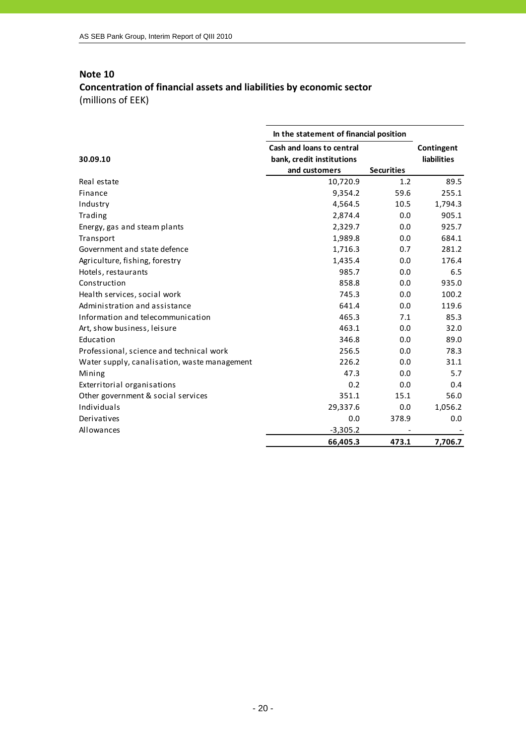## Note 10

### Concentration of financial assets and liabilities by economic sector

(millions of EEK)

| 30.09.10 | In the statement of financial position | | Contingent liabilities |
|---|---|---|---|
| | Cash and loans to central bank, credit institutions and customers | Securities | |
| Real estate | 10,720.9 | 1.2 | 89.5 |
| Finance | 9,354.2 | 59.6 | 255.1 |
| Industry | 4,564.5 | 10.5 | 1,794.3 |
| Trading | 2,874.4 | 0.0 | 905.1 |
| Energy, gas and steam plants | 2,329.7 | 0.0 | 925.7 |
| Transport | 1,989.8 | 0.0 | 684.1 |
| Government and state defence | 1,716.3 | 0.7 | 281.2 |
| Agriculture, fishing, forestry | 1,435.4 | 0.0 | 176.4 |
| Hotels, restaurants | 985.7 | 0.0 | 6.5 |
| Construction | 858.8 | 0.0 | 935.0 |
| Health services, social work | 745.3 | 0.0 | 100.2 |
| Administration and assistance | 641.4 | 0.0 | 119.6 |
| Information and telecommunication | 465.3 | 7.1 | 85.3 |
| Art, show business, leisure | 463.1 | 0.0 | 32.0 |
| Education | 346.8 | 0.0 | 89.0 |
| Professional, science and technical work | 256.5 | 0.0 | 78.3 |
| Water supply, canalisation, waste management | 226.2 | 0.0 | 31.1 |
| Mining | 47.3 | 0.0 | 5.7 |
| Exterritorial organisations | 0.2 | 0.0 | 0.4 |
| Other government & social services | 351.1 | 15.1 | 56.0 |
| Individuals | 29,337.6 | 0.0 | 1,056.2 |
| Derivatives | 0.0 | 378.9 | 0.0 |
| Allowances | -3,305.2 | - | - |
| | **66,405.3** | **473.1** | **7,706.7** |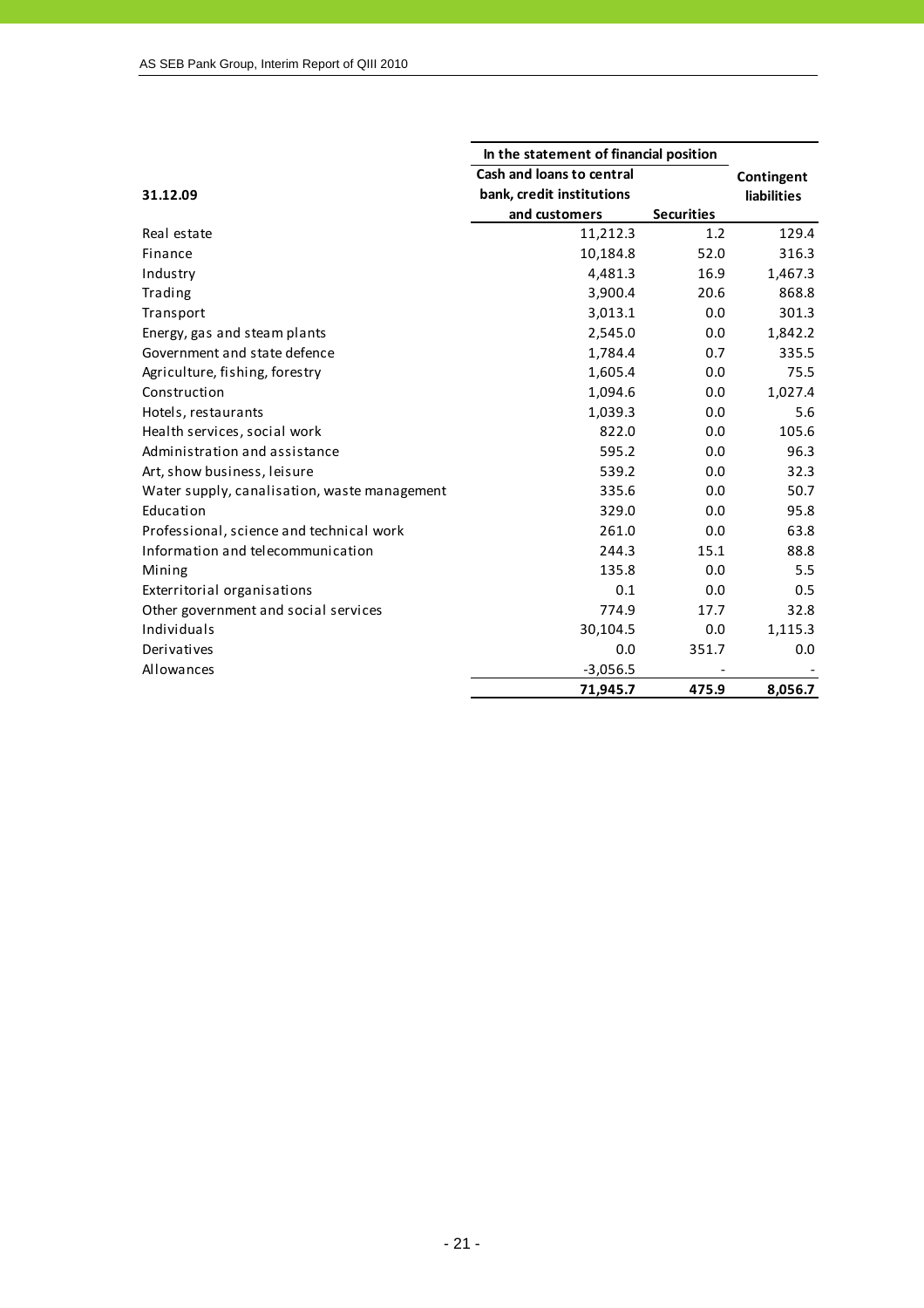| 31.12.09 | In the statement of financial position | | Contingent liabilities |
|---|---|---|---|
| | Cash and loans to central bank, credit institutions and customers | Securities | |
| Real estate | 11,212.3 | 1.2 | 129.4 |
| Finance | 10,184.8 | 52.0 | 316.3 |
| Industry | 4,481.3 | 16.9 | 1,467.3 |
| Trading | 3,900.4 | 20.6 | 868.8 |
| Transport | 3,013.1 | 0.0 | 301.3 |
| Energy, gas and steam plants | 2,545.0 | 0.0 | 1,842.2 |
| Government and state defence | 1,784.4 | 0.7 | 335.5 |
| Agriculture, fishing, forestry | 1,605.4 | 0.0 | 75.5 |
| Construction | 1,094.6 | 0.0 | 1,027.4 |
| Hotels, restaurants | 1,039.3 | 0.0 | 5.6 |
| Health services, social work | 822.0 | 0.0 | 105.6 |
| Administration and assistance | 595.2 | 0.0 | 96.3 |
| Art, show business, leisure | 539.2 | 0.0 | 32.3 |
| Water supply, canalisation, waste management | 335.6 | 0.0 | 50.7 |
| Education | 329.0 | 0.0 | 95.8 |
| Professional, science and technical work | 261.0 | 0.0 | 63.8 |
| Information and telecommunication | 244.3 | 15.1 | 88.8 |
| Mining | 135.8 | 0.0 | 5.5 |
| Exterritorial organisations | 0.1 | 0.0 | 0.5 |
| Other government and social services | 774.9 | 17.7 | 32.8 |
| Individuals | 30,104.5 | 0.0 | 1,115.3 |
| Derivatives | 0.0 | 351.7 | 0.0 |
| Allowances | -3,056.5 | - | - |
| | **71,945.7** | **475.9** | **8,056.7** |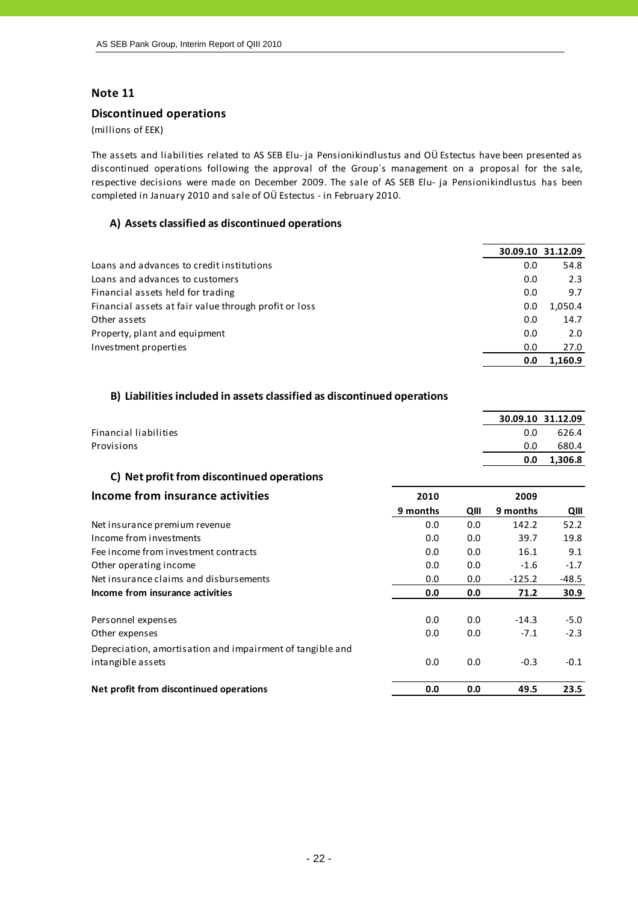## Note 11

### Discontinued operations

(millions of EEK)

The assets and liabilities related to AS SEB Elu- ja Pensionikindlustus and OÜ Estectus have been presented as discontinued operations following the approval of the Group´s management on a proposal for the sale, respective decisions were made on December 2009. The sale of AS SEB Elu- ja Pensionikindlustus has been completed in January 2010 and sale of OÜ Estectus - in February 2010.

#### A) Assets classified as discontinued operations

| | 30.09.10 | 31.12.09 |
|---|---|---|
| Loans and advances to credit institutions | 0.0 | 54.8 |
| Loans and advances to customers | 0.0 | 2.3 |
| Financial assets held for trading | 0.0 | 9.7 |
| Financial assets at fair value through profit or loss | 0.0 | 1,050.4 |
| Other assets | 0.0 | 14.7 |
| Property, plant and equipment | 0.0 | 2.0 |
| Investment properties | 0.0 | 27.0 |
| | **0.0** | **1,160.9** |

#### B) Liabilities included in assets classified as discontinued operations

| | 30.09.10 | 31.12.09 |
|---|---|---|
| Financial liabilities | 0.0 | 626.4 |
| Provisions | 0.0 | 680.4 |
| | **0.0** | **1,306.8** |

#### C) Net profit from discontinued operations

| Income from insurance activities | 2010 | | 2009 | |
|---|---|---|---|---|
| | 9 months | QIII | 9 months | QIII |
| Net insurance premium revenue | 0.0 | 0.0 | 142.2 | 52.2 |
| Income from investments | 0.0 | 0.0 | 39.7 | 19.8 |
| Fee income from investment contracts | 0.0 | 0.0 | 16.1 | 9.1 |
| Other operating income | 0.0 | 0.0 | -1.6 | -1.7 |
| Net insurance claims and disbursements | 0.0 | 0.0 | -125.2 | -48.5 |
| **Income from insurance activities** | **0.0** | **0.0** | **71.2** | **30.9** |
| | | | | |
| Personnel expenses | 0.0 | 0.0 | -14.3 | -5.0 |
| Other expenses | 0.0 | 0.0 | -7.1 | -2.3 |
| Depreciation, amortisation and impairment of tangible and intangible assets | 0.0 | 0.0 | -0.3 | -0.1 |
| | | | | |
| **Net profit from discontinued operations** | **0.0** | **0.0** | **49.5** | **23.5** |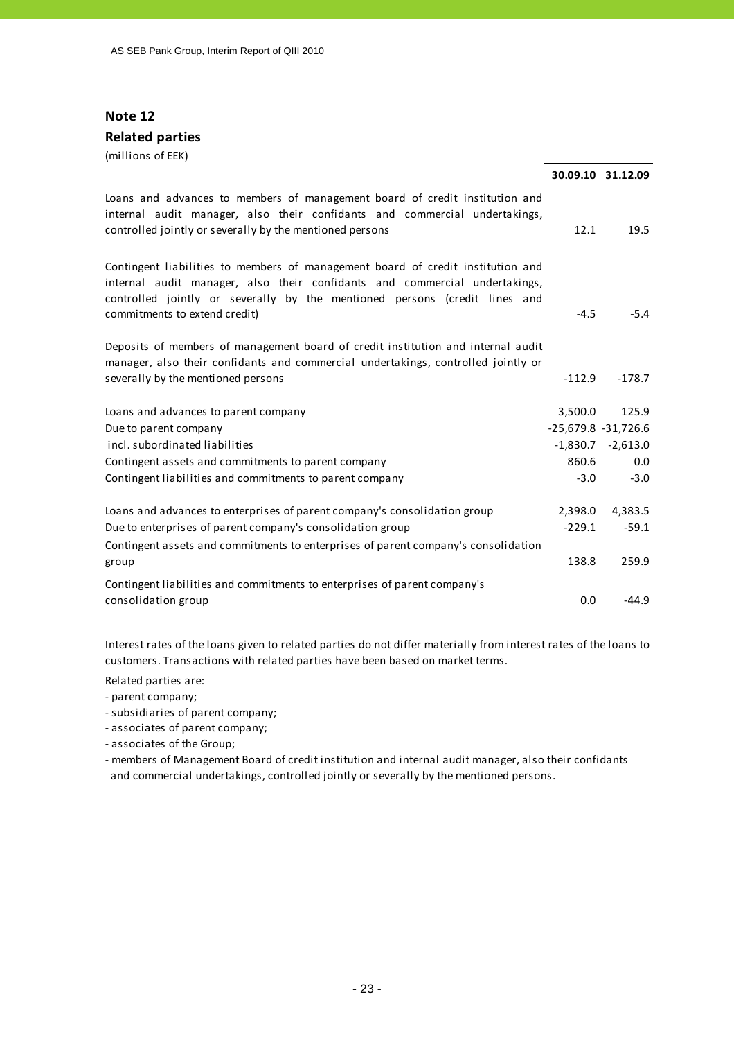## Note 12

## Related parties

(millions of EEK)

| | 30.09.10 | 31.12.09 |
|---|---|---|
| Loans and advances to members of management board of credit institution and internal audit manager, also their confidants and commercial undertakings, controlled jointly or severally by the mentioned persons | 12.1 | 19.5 |
| Contingent liabilities to members of management board of credit institution and internal audit manager, also their confidants and commercial undertakings, controlled jointly or severally by the mentioned persons (credit lines and commitments to extend credit) | -4.5 | -5.4 |
| Deposits of members of management board of credit institution and internal audit manager, also their confidants and commercial undertakings, controlled jointly or severally by the mentioned persons | -112.9 | -178.7 |
| Loans and advances to parent company | 3,500.0 | 125.9 |
| Due to parent company | -25,679.8 | -31,726.6 |
| incl. subordinated liabilities | -1,830.7 | -2,613.0 |
| Contingent assets and commitments to parent company | 860.6 | 0.0 |
| Contingent liabilities and commitments to parent company | -3.0 | -3.0 |
| Loans and advances to enterprises of parent company's consolidation group | 2,398.0 | 4,383.5 |
| Due to enterprises of parent company's consolidation group | -229.1 | -59.1 |
| Contingent assets and commitments to enterprises of parent company's consolidation group | 138.8 | 259.9 |
| Contingent liabilities and commitments to enterprises of parent company's consolidation group | 0.0 | -44.9 |

Interest rates of the loans given to related parties do not differ materially from interest rates of the loans to customers. Transactions with related parties have been based on market terms.

Related parties are:

- parent company;
- subsidiaries of parent company;
- associates of parent company;
- associates of the Group;
- members of Management Board of credit institution and internal audit manager, also their confidants and commercial undertakings, controlled jointly or severally by the mentioned persons.